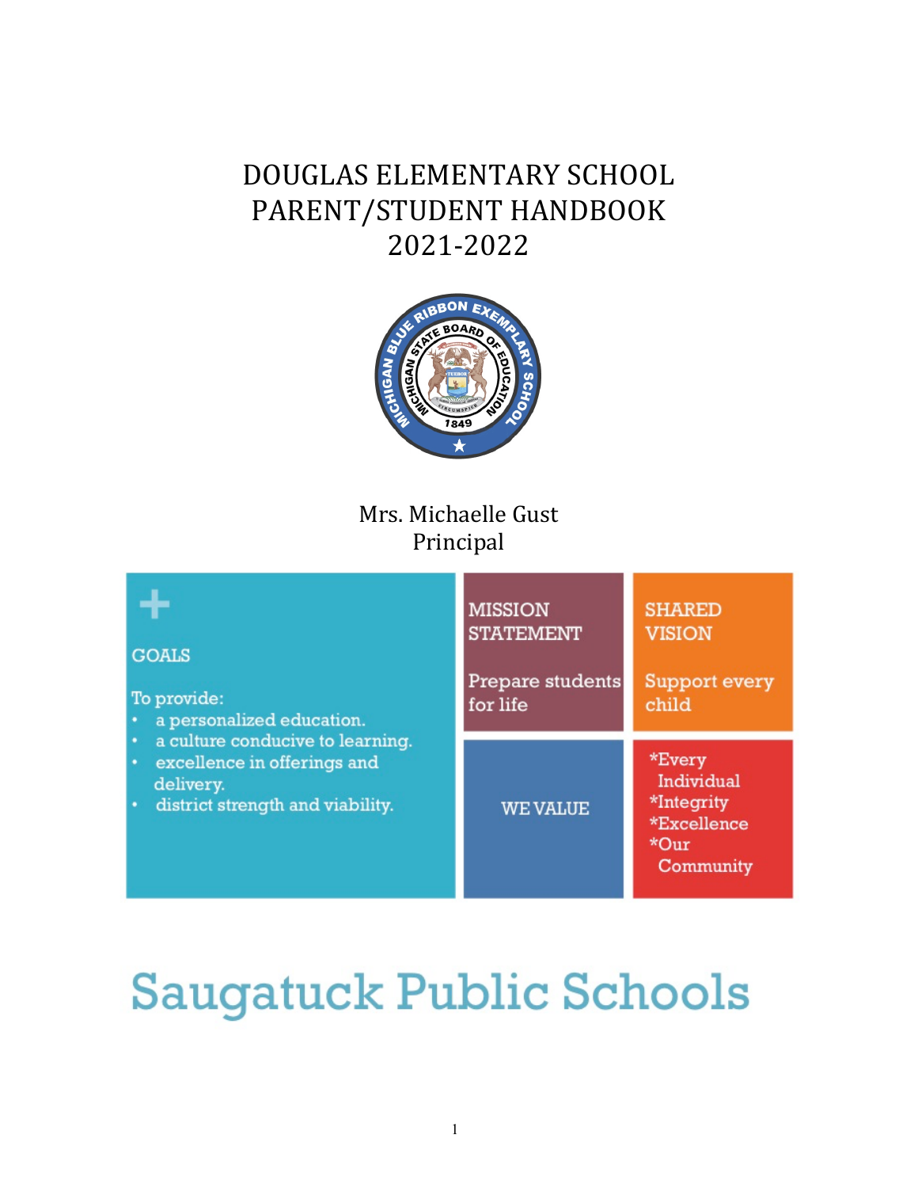# DOUGLAS ELEMENTARY SCHOOL PARENT/STUDENT HANDBOOK 2021-2022

Mrs. Michaelle Gust
Principal

**GOALS**

To provide:
- a personalized education.
- a culture conducive to learning.
- excellence in offerings and delivery.
- district strength and viability.

**MISSION STATEMENT**

Prepare students for life

**SHARED VISION**

Support every child

**WE VALUE**

*Every Individual
*Integrity
*Excellence
*Our Community

## Saugatuck Public Schools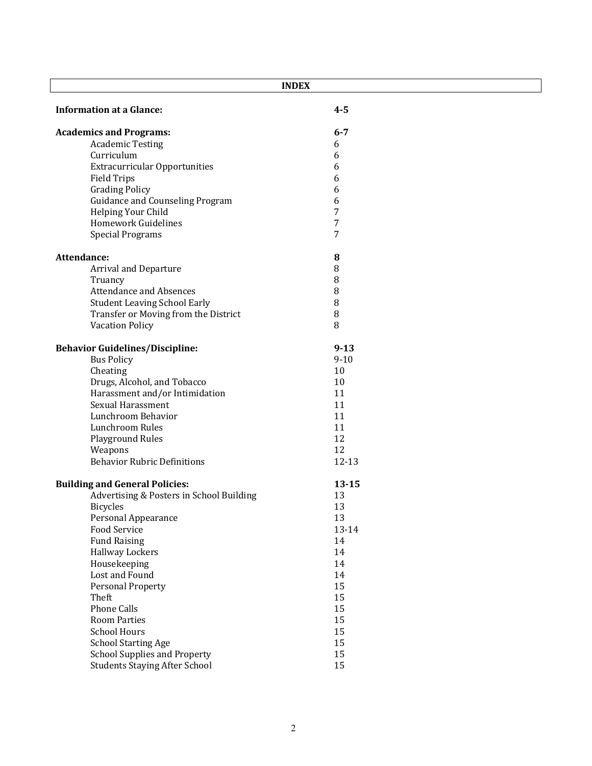# INDEX

| | |
|---|---|
| **Information at a Glance:** | **4-5** |
| | |
| **Academics and Programs:** | **6-7** |
| Academic Testing | 6 |
| Curriculum | 6 |
| Extracurricular Opportunities | 6 |
| Field Trips | 6 |
| Grading Policy | 6 |
| Guidance and Counseling Program | 6 |
| Helping Your Child | 7 |
| Homework Guidelines | 7 |
| Special Programs | 7 |
| | |
| **Attendance:** | **8** |
| Arrival and Departure | 8 |
| Truancy | 8 |
| Attendance and Absences | 8 |
| Student Leaving School Early | 8 |
| Transfer or Moving from the District | 8 |
| Vacation Policy | 8 |
| | |
| **Behavior Guidelines/Discipline:** | **9-13** |
| Bus Policy | 9-10 |
| Cheating | 10 |
| Drugs, Alcohol, and Tobacco | 10 |
| Harassment and/or Intimidation | 11 |
| Sexual Harassment | 11 |
| Lunchroom Behavior | 11 |
| Lunchroom Rules | 11 |
| Playground Rules | 12 |
| Weapons | 12 |
| Behavior Rubric Definitions | 12-13 |
| | |
| **Building and General Policies:** | **13-15** |
| Advertising & Posters in School Building | 13 |
| Bicycles | 13 |
| Personal Appearance | 13 |
| Food Service | 13-14 |
| Fund Raising | 14 |
| Hallway Lockers | 14 |
| Housekeeping | 14 |
| Lost and Found | 14 |
| Personal Property | 15 |
| Theft | 15 |
| Phone Calls | 15 |
| Room Parties | 15 |
| School Hours | 15 |
| School Starting Age | 15 |
| School Supplies and Property | 15 |
| Students Staying After School | 15 |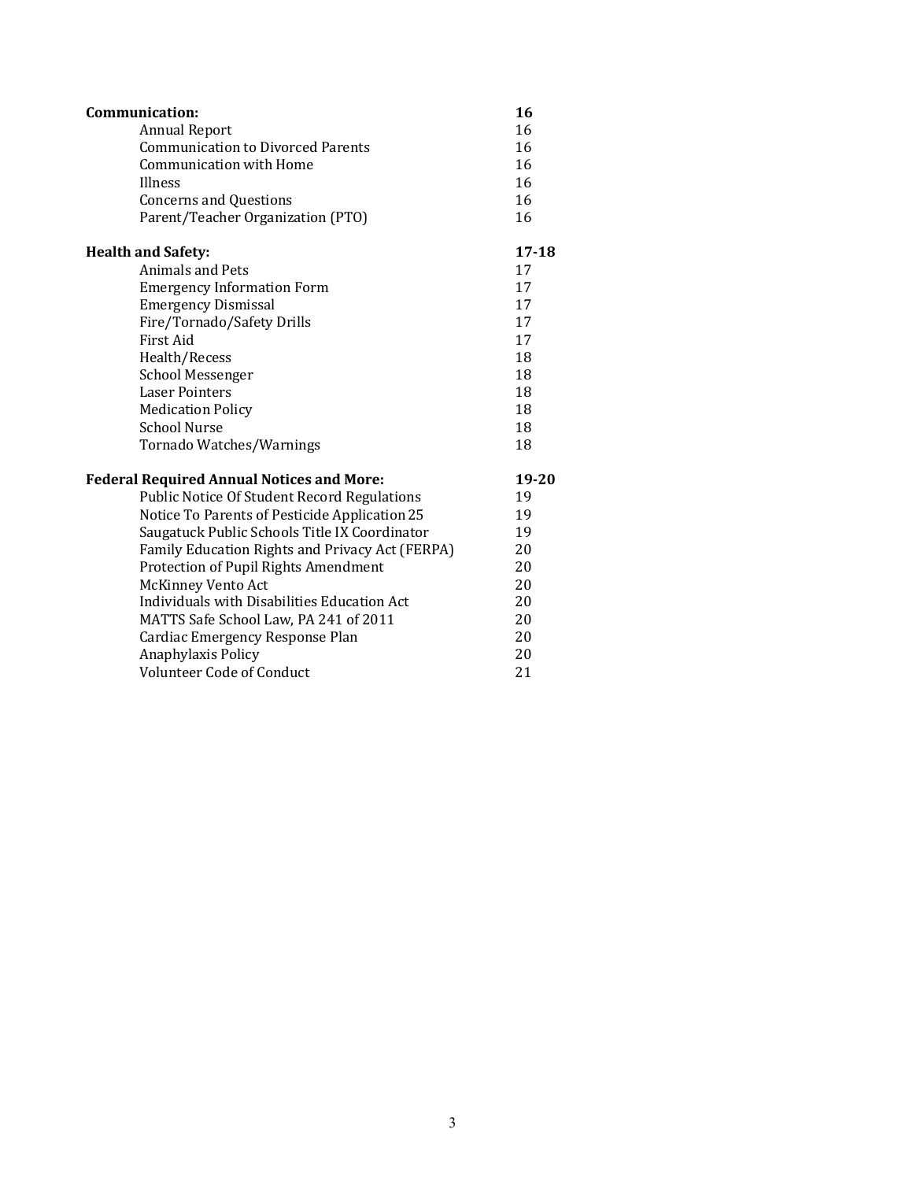| | |
|---|---|
| **Communication:** | **16** |
| Annual Report | 16 |
| Communication to Divorced Parents | 16 |
| Communication with Home | 16 |
| Illness | 16 |
| Concerns and Questions | 16 |
| Parent/Teacher Organization (PTO) | 16 |
| **Health and Safety:** | **17-18** |
| Animals and Pets | 17 |
| Emergency Information Form | 17 |
| Emergency Dismissal | 17 |
| Fire/Tornado/Safety Drills | 17 |
| First Aid | 17 |
| Health/Recess | 18 |
| School Messenger | 18 |
| Laser Pointers | 18 |
| Medication Policy | 18 |
| School Nurse | 18 |
| Tornado Watches/Warnings | 18 |
| **Federal Required Annual Notices and More:** | **19-20** |
| Public Notice Of Student Record Regulations | 19 |
| Notice To Parents of Pesticide Application 25 | 19 |
| Saugatuck Public Schools Title IX Coordinator | 19 |
| Family Education Rights and Privacy Act (FERPA) | 20 |
| Protection of Pupil Rights Amendment | 20 |
| McKinney Vento Act | 20 |
| Individuals with Disabilities Education Act | 20 |
| MATTS Safe School Law, PA 241 of 2011 | 20 |
| Cardiac Emergency Response Plan | 20 |
| Anaphylaxis Policy | 20 |
| Volunteer Code of Conduct | 21 |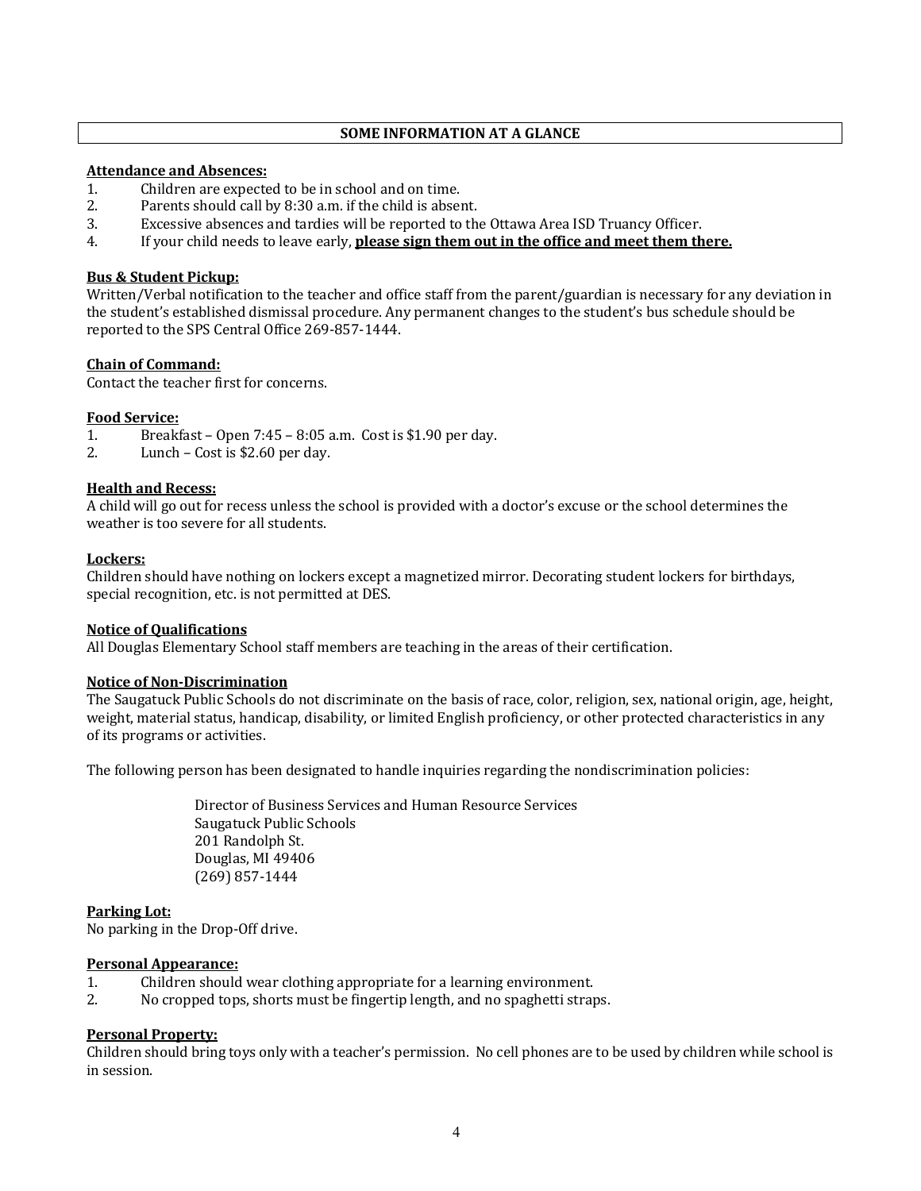## SOME INFORMATION AT A GLANCE

**Attendance and Absences:**

1. Children are expected to be in school and on time.
2. Parents should call by 8:30 a.m. if the child is absent.
3. Excessive absences and tardies will be reported to the Ottawa Area ISD Truancy Officer.
4. If your child needs to leave early, **please sign them out in the office and meet them there.**

**Bus & Student Pickup:**

Written/Verbal notification to the teacher and office staff from the parent/guardian is necessary for any deviation in the student's established dismissal procedure. Any permanent changes to the student's bus schedule should be reported to the SPS Central Office 269-857-1444.

**Chain of Command:**

Contact the teacher first for concerns.

**Food Service:**

1. Breakfast – Open 7:45 – 8:05 a.m. Cost is $1.90 per day.
2. Lunch – Cost is $2.60 per day.

**Health and Recess:**

A child will go out for recess unless the school is provided with a doctor's excuse or the school determines the weather is too severe for all students.

**Lockers:**

Children should have nothing on lockers except a magnetized mirror. Decorating student lockers for birthdays, special recognition, etc. is not permitted at DES.

**Notice of Qualifications**

All Douglas Elementary School staff members are teaching in the areas of their certification.

**Notice of Non-Discrimination**

The Saugatuck Public Schools do not discriminate on the basis of race, color, religion, sex, national origin, age, height, weight, material status, handicap, disability, or limited English proficiency, or other protected characteristics in any of its programs or activities.

The following person has been designated to handle inquiries regarding the nondiscrimination policies:

Director of Business Services and Human Resource Services
Saugatuck Public Schools
201 Randolph St.
Douglas, MI 49406
(269) 857-1444

**Parking Lot:**

No parking in the Drop-Off drive.

**Personal Appearance:**

1. Children should wear clothing appropriate for a learning environment.
2. No cropped tops, shorts must be fingertip length, and no spaghetti straps.

**Personal Property:**

Children should bring toys only with a teacher's permission. No cell phones are to be used by children while school is in session.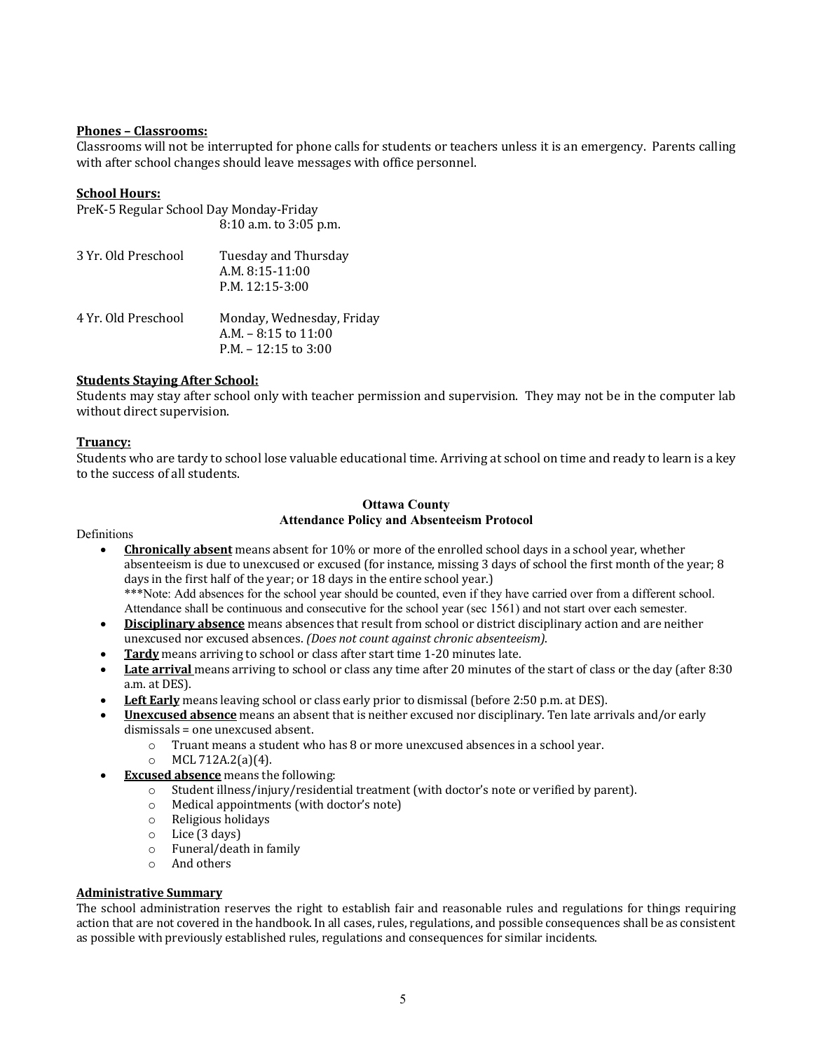**Phones – Classrooms:**

Classrooms will not be interrupted for phone calls for students or teachers unless it is an emergency. Parents calling with after school changes should leave messages with office personnel.

**School Hours:**

PreK-5 Regular School Day Monday-Friday
8:10 a.m. to 3:05 p.m.

| | |
|---|---|
| 3 Yr. Old Preschool | Tuesday and Thursday<br>A.M. 8:15-11:00<br>P.M. 12:15-3:00 |
| 4 Yr. Old Preschool | Monday, Wednesday, Friday<br>A.M. – 8:15 to 11:00<br>P.M. – 12:15 to 3:00 |

**Students Staying After School:**

Students may stay after school only with teacher permission and supervision. They may not be in the computer lab without direct supervision.

**Truancy:**

Students who are tardy to school lose valuable educational time. Arriving at school on time and ready to learn is a key to the success of all students.

**Ottawa County**
**Attendance Policy and Absenteeism Protocol**

Definitions

- **Chronically absent** means absent for 10% or more of the enrolled school days in a school year, whether absenteeism is due to unexcused or excused (for instance, missing 3 days of school the first month of the year; 8 days in the first half of the year; or 18 days in the entire school year.)
  ***Note: Add absences for the school year should be counted, even if they have carried over from a different school. Attendance shall be continuous and consecutive for the school year (sec 1561) and not start over each semester.
- **Disciplinary absence** means absences that result from school or district disciplinary action and are neither unexcused nor excused absences. *(Does not count against chronic absenteeism).*
- **Tardy** means arriving to school or class after start time 1-20 minutes late.
- **Late arrival** means arriving to school or class any time after 20 minutes of the start of class or the day (after 8:30 a.m. at DES).
- **Left Early** means leaving school or class early prior to dismissal (before 2:50 p.m. at DES).
- **Unexcused absence** means an absent that is neither excused nor disciplinary. Ten late arrivals and/or early dismissals = one unexcused absent.
  - Truant means a student who has 8 or more unexcused absences in a school year.
  - MCL 712A.2(a)(4).
- **Excused absence** means the following:
  - Student illness/injury/residential treatment (with doctor's note or verified by parent).
  - Medical appointments (with doctor's note)
  - Religious holidays
  - Lice (3 days)
  - Funeral/death in family
  - And others

**Administrative Summary**

The school administration reserves the right to establish fair and reasonable rules and regulations for things requiring action that are not covered in the handbook. In all cases, rules, regulations, and possible consequences shall be as consistent as possible with previously established rules, regulations and consequences for similar incidents.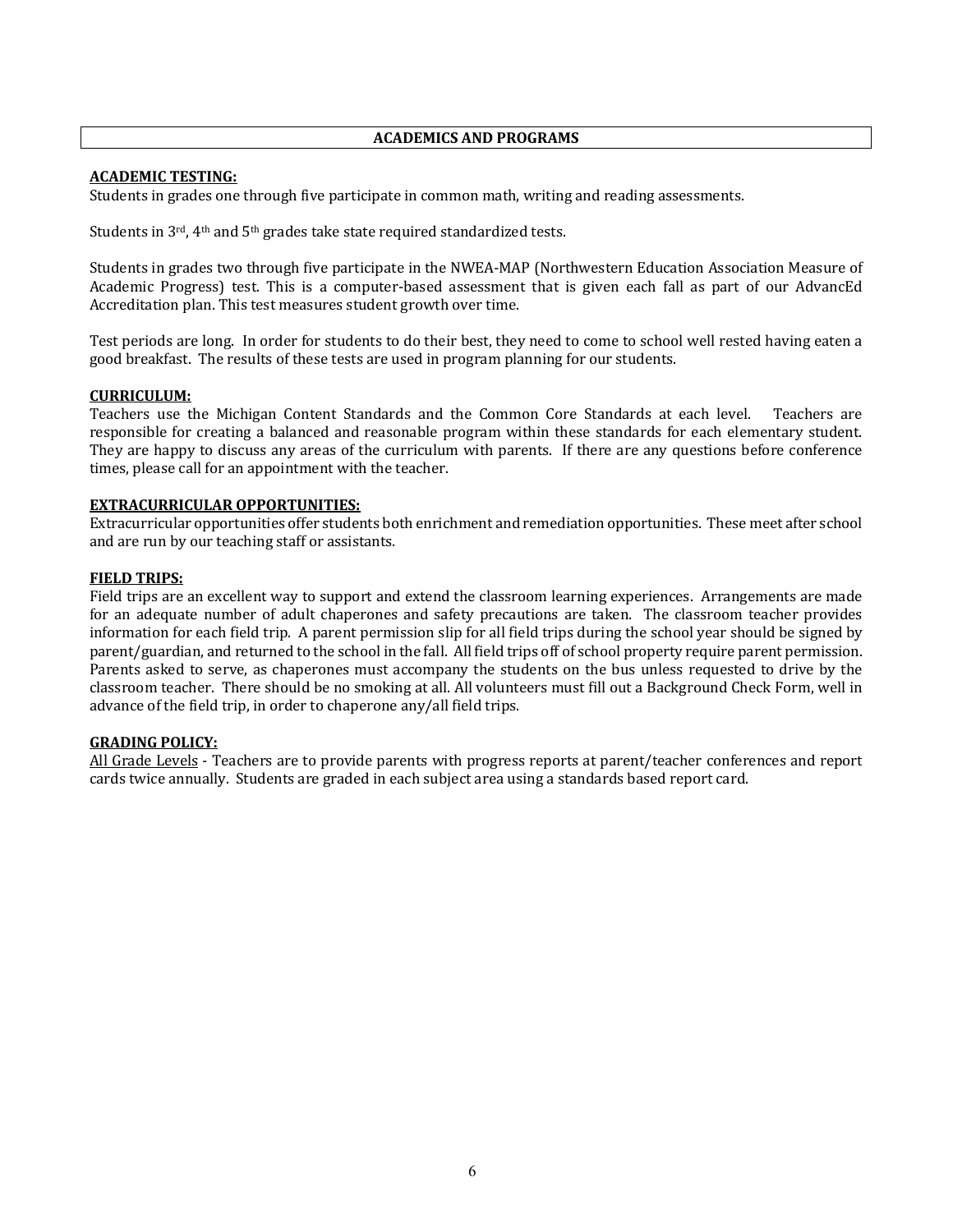## ACADEMICS AND PROGRAMS

### ACADEMIC TESTING:

Students in grades one through five participate in common math, writing and reading assessments.

Students in 3rd, 4th and 5th grades take state required standardized tests.

Students in grades two through five participate in the NWEA-MAP (Northwestern Education Association Measure of Academic Progress) test. This is a computer-based assessment that is given each fall as part of our AdvancEd Accreditation plan. This test measures student growth over time.

Test periods are long. In order for students to do their best, they need to come to school well rested having eaten a good breakfast. The results of these tests are used in program planning for our students.

### CURRICULUM:

Teachers use the Michigan Content Standards and the Common Core Standards at each level. Teachers are responsible for creating a balanced and reasonable program within these standards for each elementary student. They are happy to discuss any areas of the curriculum with parents. If there are any questions before conference times, please call for an appointment with the teacher.

### EXTRACURRICULAR OPPORTUNITIES:

Extracurricular opportunities offer students both enrichment and remediation opportunities. These meet after school and are run by our teaching staff or assistants.

### FIELD TRIPS:

Field trips are an excellent way to support and extend the classroom learning experiences. Arrangements are made for an adequate number of adult chaperones and safety precautions are taken. The classroom teacher provides information for each field trip. A parent permission slip for all field trips during the school year should be signed by parent/guardian, and returned to the school in the fall. All field trips off of school property require parent permission. Parents asked to serve, as chaperones must accompany the students on the bus unless requested to drive by the classroom teacher. There should be no smoking at all. All volunteers must fill out a Background Check Form, well in advance of the field trip, in order to chaperone any/all field trips.

### GRADING POLICY:

All Grade Levels - Teachers are to provide parents with progress reports at parent/teacher conferences and report cards twice annually. Students are graded in each subject area using a standards based report card.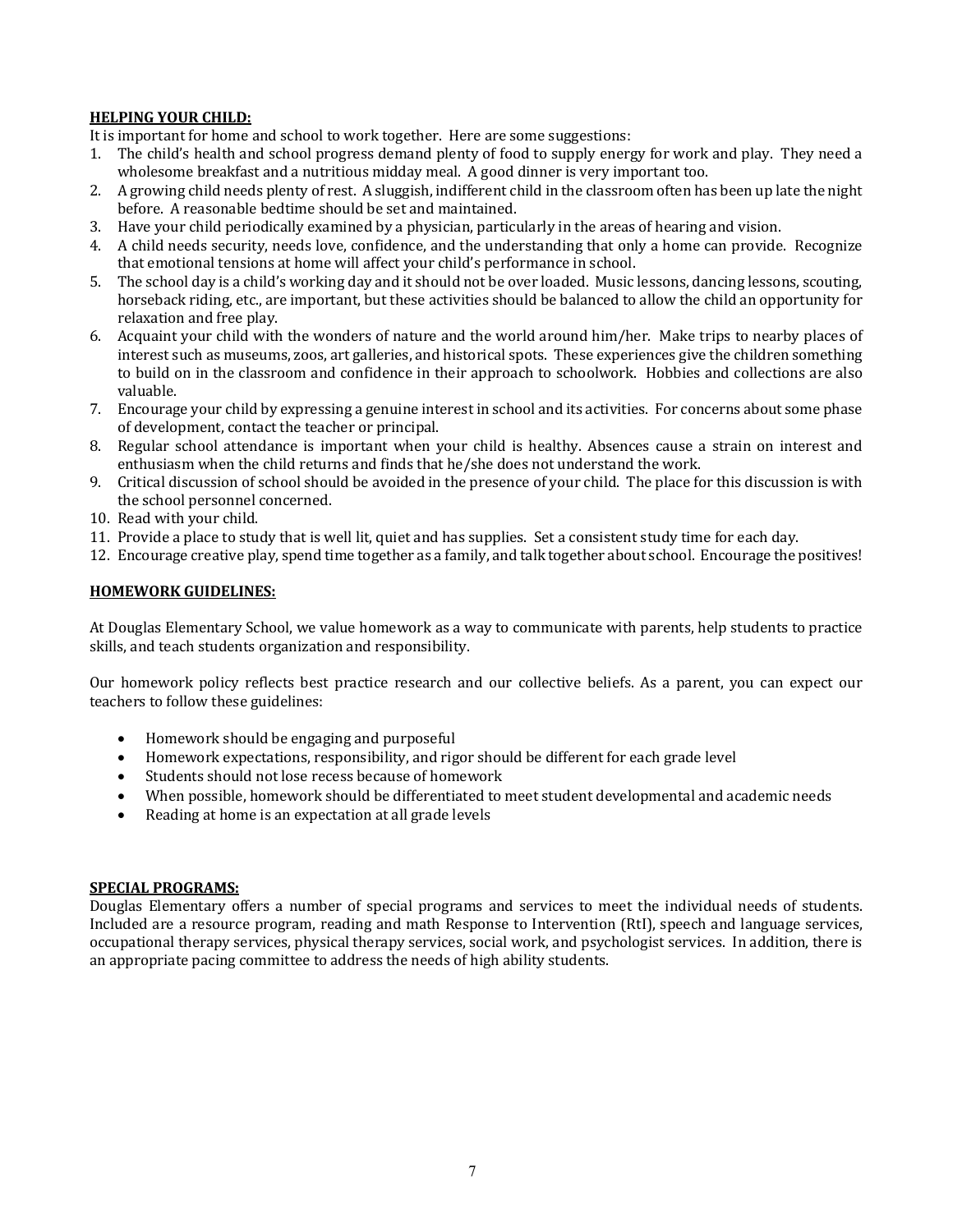**HELPING YOUR CHILD:**

It is important for home and school to work together. Here are some suggestions:

1. The child's health and school progress demand plenty of food to supply energy for work and play. They need a wholesome breakfast and a nutritious midday meal. A good dinner is very important too.
2. A growing child needs plenty of rest. A sluggish, indifferent child in the classroom often has been up late the night before. A reasonable bedtime should be set and maintained.
3. Have your child periodically examined by a physician, particularly in the areas of hearing and vision.
4. A child needs security, needs love, confidence, and the understanding that only a home can provide. Recognize that emotional tensions at home will affect your child's performance in school.
5. The school day is a child's working day and it should not be over loaded. Music lessons, dancing lessons, scouting, horseback riding, etc., are important, but these activities should be balanced to allow the child an opportunity for relaxation and free play.
6. Acquaint your child with the wonders of nature and the world around him/her. Make trips to nearby places of interest such as museums, zoos, art galleries, and historical spots. These experiences give the children something to build on in the classroom and confidence in their approach to schoolwork. Hobbies and collections are also valuable.
7. Encourage your child by expressing a genuine interest in school and its activities. For concerns about some phase of development, contact the teacher or principal.
8. Regular school attendance is important when your child is healthy. Absences cause a strain on interest and enthusiasm when the child returns and finds that he/she does not understand the work.
9. Critical discussion of school should be avoided in the presence of your child. The place for this discussion is with the school personnel concerned.
10. Read with your child.
11. Provide a place to study that is well lit, quiet and has supplies. Set a consistent study time for each day.
12. Encourage creative play, spend time together as a family, and talk together about school. Encourage the positives!

**HOMEWORK GUIDELINES:**

At Douglas Elementary School, we value homework as a way to communicate with parents, help students to practice skills, and teach students organization and responsibility.

Our homework policy reflects best practice research and our collective beliefs. As a parent, you can expect our teachers to follow these guidelines:

- Homework should be engaging and purposeful
- Homework expectations, responsibility, and rigor should be different for each grade level
- Students should not lose recess because of homework
- When possible, homework should be differentiated to meet student developmental and academic needs
- Reading at home is an expectation at all grade levels

**SPECIAL PROGRAMS:**

Douglas Elementary offers a number of special programs and services to meet the individual needs of students. Included are a resource program, reading and math Response to Intervention (RtI), speech and language services, occupational therapy services, physical therapy services, social work, and psychologist services. In addition, there is an appropriate pacing committee to address the needs of high ability students.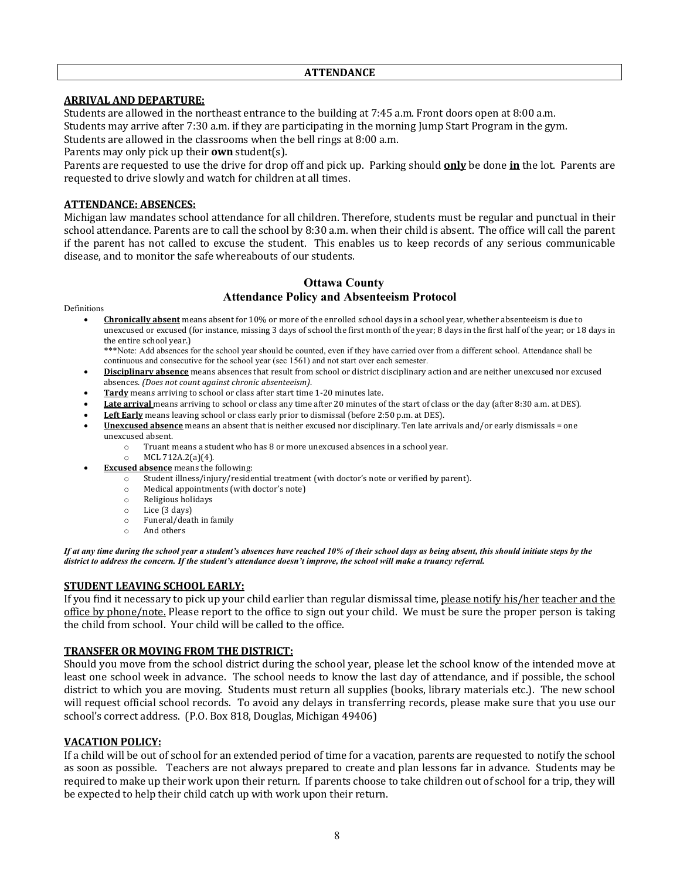## ATTENDANCE

### ARRIVAL AND DEPARTURE:

Students are allowed in the northeast entrance to the building at 7:45 a.m. Front doors open at 8:00 a.m.
Students may arrive after 7:30 a.m. if they are participating in the morning Jump Start Program in the gym.
Students are allowed in the classrooms when the bell rings at 8:00 a.m.
Parents may only pick up their **own** student(s).
Parents are requested to use the drive for drop off and pick up. Parking should **only** be done **in** the lot. Parents are requested to drive slowly and watch for children at all times.

### ATTENDANCE: ABSENCES:

Michigan law mandates school attendance for all children. Therefore, students must be regular and punctual in their school attendance. Parents are to call the school by 8:30 a.m. when their child is absent. The office will call the parent if the parent has not called to excuse the student. This enables us to keep records of any serious communicable disease, and to monitor the safe whereabouts of our students.

### Ottawa County
### Attendance Policy and Absenteeism Protocol

Definitions

- **Chronically absent** means absent for 10% or more of the enrolled school days in a school year, whether absenteeism is due to unexcused or excused (for instance, missing 3 days of school the first month of the year; 8 days in the first half of the year; or 18 days in the entire school year.)
  ***Note: Add absences for the school year should be counted, even if they have carried over from a different school. Attendance shall be continuous and consecutive for the school year (sec 1561) and not start over each semester.
- **Disciplinary absence** means absences that result from school or district disciplinary action and are neither unexcused nor excused absences. *(Does not count against chronic absenteeism)*.
- **Tardy** means arriving to school or class after start time 1-20 minutes late.
- **Late arrival** means arriving to school or class any time after 20 minutes of the start of class or the day (after 8:30 a.m. at DES).
- **Left Early** means leaving school or class early prior to dismissal (before 2:50 p.m. at DES).
- **Unexcused absence** means an absent that is neither excused nor disciplinary. Ten late arrivals and/or early dismissals = one unexcused absent.
  - Truant means a student who has 8 or more unexcused absences in a school year.
  - MCL 712A.2(a)(4).
- **Excused absence** means the following:
  - Student illness/injury/residential treatment (with doctor's note or verified by parent).
  - Medical appointments (with doctor's note)
  - Religious holidays
  - Lice (3 days)
  - Funeral/death in family
  - And others

***If at any time during the school year a student's absences have reached 10% of their school days as being absent, this should initiate steps by the district to address the concern. If the student's attendance doesn't improve, the school will make a truancy referral.***

### STUDENT LEAVING SCHOOL EARLY:

If you find it necessary to pick up your child earlier than regular dismissal time, please notify his/her teacher and the office by phone/note. Please report to the office to sign out your child. We must be sure the proper person is taking the child from school. Your child will be called to the office.

### TRANSFER OR MOVING FROM THE DISTRICT:

Should you move from the school district during the school year, please let the school know of the intended move at least one school week in advance. The school needs to know the last day of attendance, and if possible, the school district to which you are moving. Students must return all supplies (books, library materials etc.). The new school will request official school records. To avoid any delays in transferring records, please make sure that you use our school's correct address. (P.O. Box 818, Douglas, Michigan 49406)

### VACATION POLICY:

If a child will be out of school for an extended period of time for a vacation, parents are requested to notify the school as soon as possible. Teachers are not always prepared to create and plan lessons far in advance. Students may be required to make up their work upon their return. If parents choose to take children out of school for a trip, they will be expected to help their child catch up with work upon their return.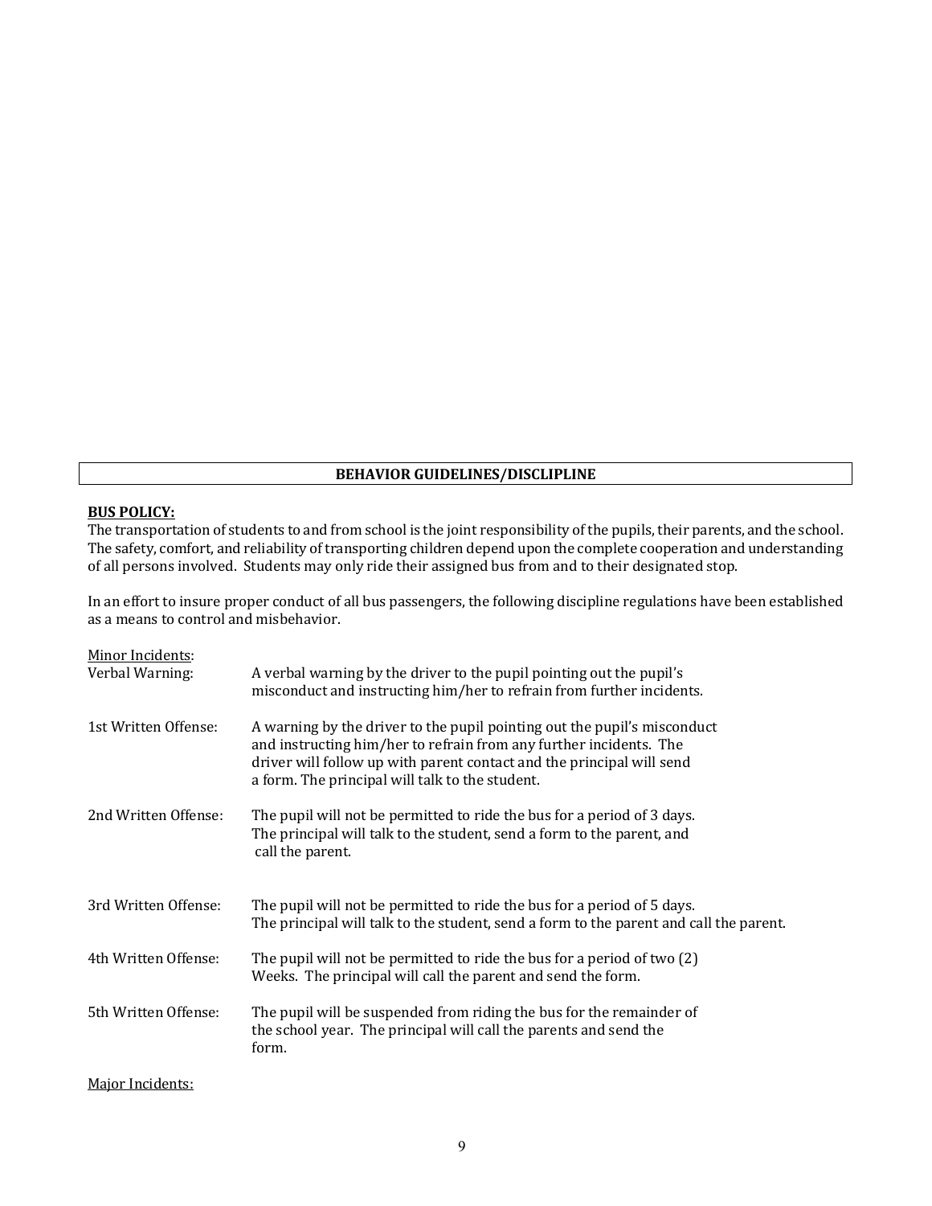## BEHAVIOR GUIDELINES/DISCLIPLINE

**BUS POLICY:**

The transportation of students to and from school is the joint responsibility of the pupils, their parents, and the school. The safety, comfort, and reliability of transporting children depend upon the complete cooperation and understanding of all persons involved. Students may only ride their assigned bus from and to their designated stop.

In an effort to insure proper conduct of all bus passengers, the following discipline regulations have been established as a means to control and misbehavior.

Minor Incidents:

| | |
|---|---|
| Verbal Warning: | A verbal warning by the driver to the pupil pointing out the pupil's misconduct and instructing him/her to refrain from further incidents. |
| 1st Written Offense: | A warning by the driver to the pupil pointing out the pupil's misconduct and instructing him/her to refrain from any further incidents. The driver will follow up with parent contact and the principal will send a form. The principal will talk to the student. |
| 2nd Written Offense: | The pupil will not be permitted to ride the bus for a period of 3 days. The principal will talk to the student, send a form to the parent, and call the parent. |
| 3rd Written Offense: | The pupil will not be permitted to ride the bus for a period of 5 days. The principal will talk to the student, send a form to the parent and call the parent. |
| 4th Written Offense: | The pupil will not be permitted to ride the bus for a period of two (2) Weeks. The principal will call the parent and send the form. |
| 5th Written Offense: | The pupil will be suspended from riding the bus for the remainder of the school year. The principal will call the parents and send the form. |

Major Incidents: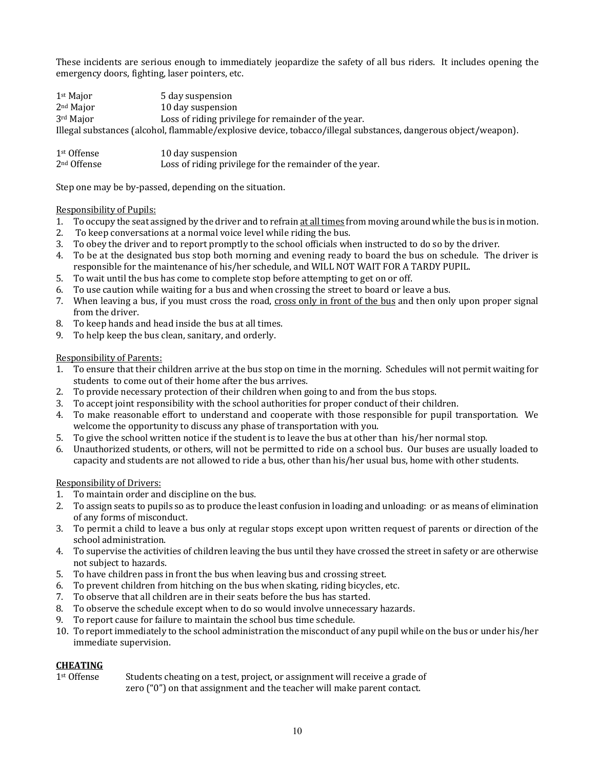These incidents are serious enough to immediately jeopardize the safety of all bus riders. It includes opening the emergency doors, fighting, laser pointers, etc.

| | |
|---|---|
| 1st Major | 5 day suspension |
| 2nd Major | 10 day suspension |
| 3rd Major | Loss of riding privilege for remainder of the year. |

Illegal substances (alcohol, flammable/explosive device, tobacco/illegal substances, dangerous object/weapon).

| | |
|---|---|
| 1st Offense | 10 day suspension |
| 2nd Offense | Loss of riding privilege for the remainder of the year. |

Step one may be by-passed, depending on the situation.

Responsibility of Pupils:

1. To occupy the seat assigned by the driver and to refrain at all times from moving around while the bus is in motion.
2. To keep conversations at a normal voice level while riding the bus.
3. To obey the driver and to report promptly to the school officials when instructed to do so by the driver.
4. To be at the designated bus stop both morning and evening ready to board the bus on schedule. The driver is responsible for the maintenance of his/her schedule, and WILL NOT WAIT FOR A TARDY PUPIL.
5. To wait until the bus has come to complete stop before attempting to get on or off.
6. To use caution while waiting for a bus and when crossing the street to board or leave a bus.
7. When leaving a bus, if you must cross the road, cross only in front of the bus and then only upon proper signal from the driver.
8. To keep hands and head inside the bus at all times.
9. To help keep the bus clean, sanitary, and orderly.

Responsibility of Parents:

1. To ensure that their children arrive at the bus stop on time in the morning. Schedules will not permit waiting for students to come out of their home after the bus arrives.
2. To provide necessary protection of their children when going to and from the bus stops.
3. To accept joint responsibility with the school authorities for proper conduct of their children.
4. To make reasonable effort to understand and cooperate with those responsible for pupil transportation. We welcome the opportunity to discuss any phase of transportation with you.
5. To give the school written notice if the student is to leave the bus at other than his/her normal stop.
6. Unauthorized students, or others, will not be permitted to ride on a school bus. Our buses are usually loaded to capacity and students are not allowed to ride a bus, other than his/her usual bus, home with other students.

Responsibility of Drivers:

1. To maintain order and discipline on the bus.
2. To assign seats to pupils so as to produce the least confusion in loading and unloading: or as means of elimination of any forms of misconduct.
3. To permit a child to leave a bus only at regular stops except upon written request of parents or direction of the school administration.
4. To supervise the activities of children leaving the bus until they have crossed the street in safety or are otherwise not subject to hazards.
5. To have children pass in front the bus when leaving bus and crossing street.
6. To prevent children from hitching on the bus when skating, riding bicycles, etc.
7. To observe that all children are in their seats before the bus has started.
8. To observe the schedule except when to do so would involve unnecessary hazards.
9. To report cause for failure to maintain the school bus time schedule.
10. To report immediately to the school administration the misconduct of any pupil while on the bus or under his/her immediate supervision.

**CHEATING**

| | |
|---|---|
| 1st Offense | Students cheating on a test, project, or assignment will receive a grade of zero ("0") on that assignment and the teacher will make parent contact. |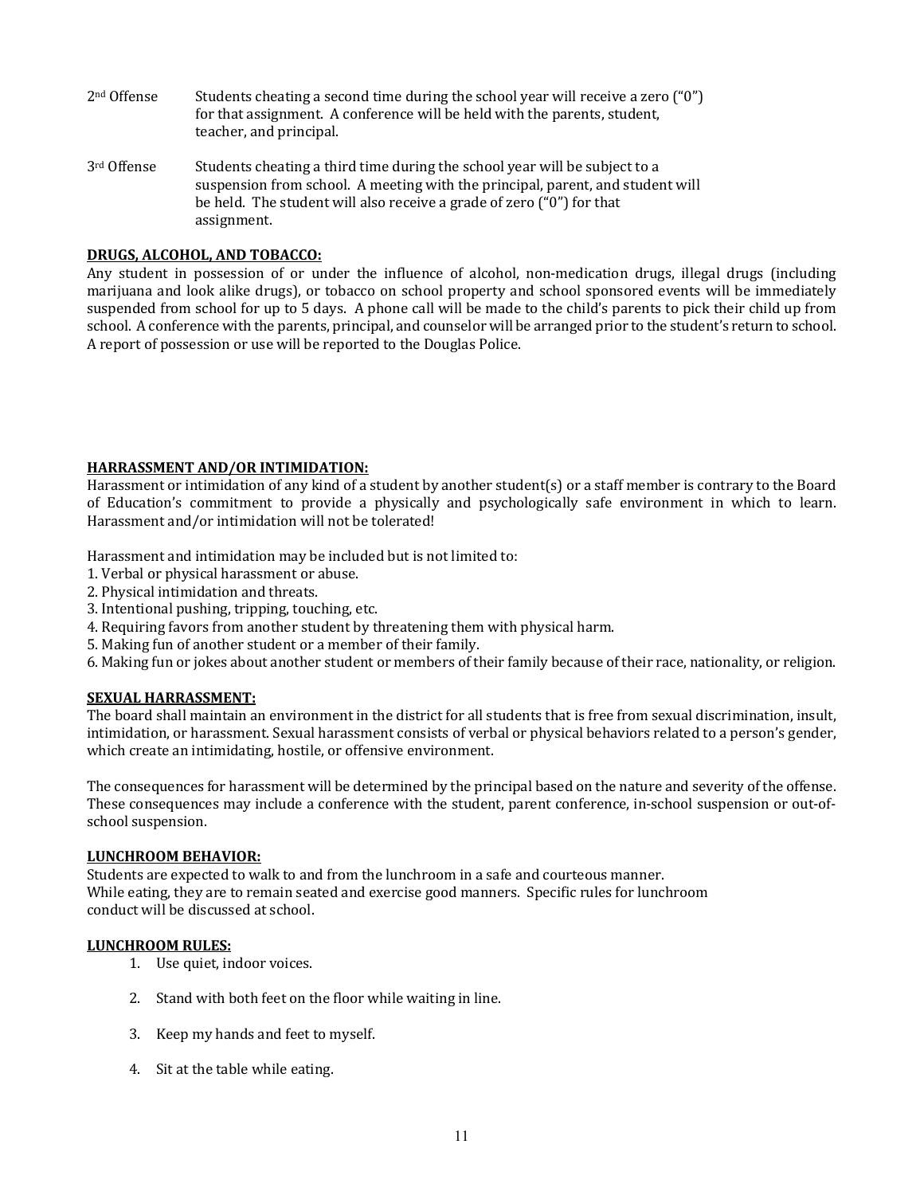2nd Offense — Students cheating a second time during the school year will receive a zero ("0") for that assignment. A conference will be held with the parents, student, teacher, and principal.

3rd Offense — Students cheating a third time during the school year will be subject to a suspension from school. A meeting with the principal, parent, and student will be held. The student will also receive a grade of zero ("0") for that assignment.

**DRUGS, ALCOHOL, AND TOBACCO:**

Any student in possession of or under the influence of alcohol, non-medication drugs, illegal drugs (including marijuana and look alike drugs), or tobacco on school property and school sponsored events will be immediately suspended from school for up to 5 days. A phone call will be made to the child's parents to pick their child up from school. A conference with the parents, principal, and counselor will be arranged prior to the student's return to school. A report of possession or use will be reported to the Douglas Police.

**HARRASSMENT AND/OR INTIMIDATION:**

Harassment or intimidation of any kind of a student by another student(s) or a staff member is contrary to the Board of Education's commitment to provide a physically and psychologically safe environment in which to learn. Harassment and/or intimidation will not be tolerated!

Harassment and intimidation may be included but is not limited to:

1. Verbal or physical harassment or abuse.
2. Physical intimidation and threats.
3. Intentional pushing, tripping, touching, etc.
4. Requiring favors from another student by threatening them with physical harm.
5. Making fun of another student or a member of their family.
6. Making fun or jokes about another student or members of their family because of their race, nationality, or religion.

**SEXUAL HARRASSMENT:**

The board shall maintain an environment in the district for all students that is free from sexual discrimination, insult, intimidation, or harassment. Sexual harassment consists of verbal or physical behaviors related to a person's gender, which create an intimidating, hostile, or offensive environment.

The consequences for harassment will be determined by the principal based on the nature and severity of the offense. These consequences may include a conference with the student, parent conference, in-school suspension or out-of-school suspension.

**LUNCHROOM BEHAVIOR:**

Students are expected to walk to and from the lunchroom in a safe and courteous manner. While eating, they are to remain seated and exercise good manners. Specific rules for lunchroom conduct will be discussed at school.

**LUNCHROOM RULES:**

1. Use quiet, indoor voices.
2. Stand with both feet on the floor while waiting in line.
3. Keep my hands and feet to myself.
4. Sit at the table while eating.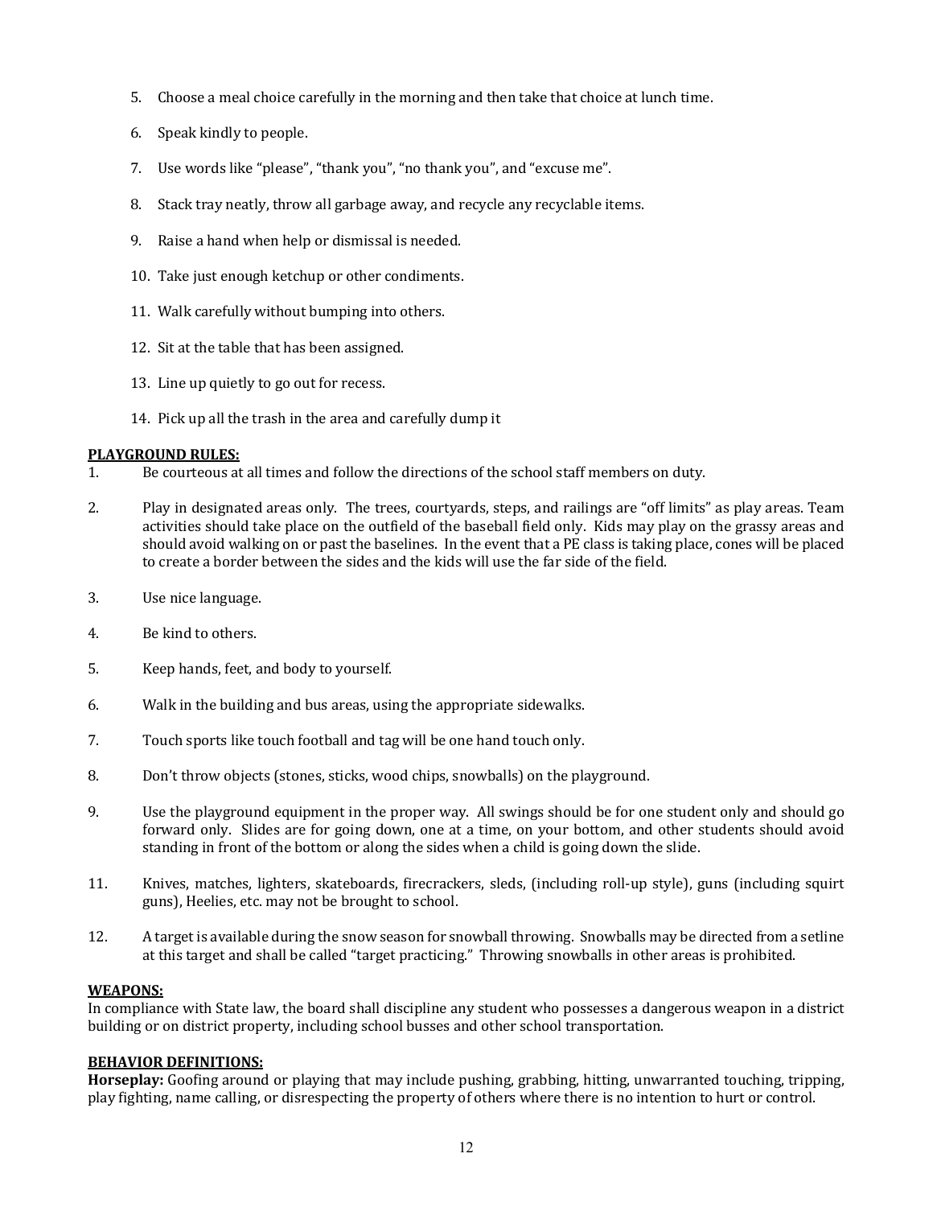5. Choose a meal choice carefully in the morning and then take that choice at lunch time.

6. Speak kindly to people.

7. Use words like "please", "thank you", "no thank you", and "excuse me".

8. Stack tray neatly, throw all garbage away, and recycle any recyclable items.

9. Raise a hand when help or dismissal is needed.

10. Take just enough ketchup or other condiments.

11. Walk carefully without bumping into others.

12. Sit at the table that has been assigned.

13. Line up quietly to go out for recess.

14. Pick up all the trash in the area and carefully dump it

**PLAYGROUND RULES:**

1. Be courteous at all times and follow the directions of the school staff members on duty.

2. Play in designated areas only. The trees, courtyards, steps, and railings are "off limits" as play areas. Team activities should take place on the outfield of the baseball field only. Kids may play on the grassy areas and should avoid walking on or past the baselines. In the event that a PE class is taking place, cones will be placed to create a border between the sides and the kids will use the far side of the field.

3. Use nice language.

4. Be kind to others.

5. Keep hands, feet, and body to yourself.

6. Walk in the building and bus areas, using the appropriate sidewalks.

7. Touch sports like touch football and tag will be one hand touch only.

8. Don't throw objects (stones, sticks, wood chips, snowballs) on the playground.

9. Use the playground equipment in the proper way. All swings should be for one student only and should go forward only. Slides are for going down, one at a time, on your bottom, and other students should avoid standing in front of the bottom or along the sides when a child is going down the slide.

11. Knives, matches, lighters, skateboards, firecrackers, sleds, (including roll-up style), guns (including squirt guns), Heelies, etc. may not be brought to school.

12. A target is available during the snow season for snowball throwing. Snowballs may be directed from a setline at this target and shall be called "target practicing." Throwing snowballs in other areas is prohibited.

**WEAPONS:**

In compliance with State law, the board shall discipline any student who possesses a dangerous weapon in a district building or on district property, including school busses and other school transportation.

**BEHAVIOR DEFINITIONS:**

**Horseplay:** Goofing around or playing that may include pushing, grabbing, hitting, unwarranted touching, tripping, play fighting, name calling, or disrespecting the property of others where there is no intention to hurt or control.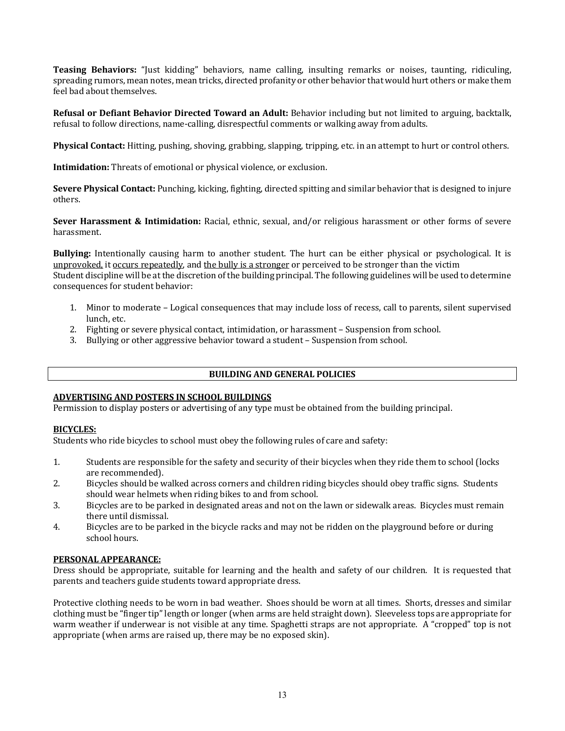**Teasing Behaviors:** "Just kidding" behaviors, name calling, insulting remarks or noises, taunting, ridiculing, spreading rumors, mean notes, mean tricks, directed profanity or other behavior that would hurt others or make them feel bad about themselves.

**Refusal or Defiant Behavior Directed Toward an Adult:** Behavior including but not limited to arguing, backtalk, refusal to follow directions, name-calling, disrespectful comments or walking away from adults.

**Physical Contact:** Hitting, pushing, shoving, grabbing, slapping, tripping, etc. in an attempt to hurt or control others.

**Intimidation:** Threats of emotional or physical violence, or exclusion.

**Severe Physical Contact:** Punching, kicking, fighting, directed spitting and similar behavior that is designed to injure others.

**Sever Harassment & Intimidation:** Racial, ethnic, sexual, and/or religious harassment or other forms of severe harassment.

**Bullying:** Intentionally causing harm to another student. The hurt can be either physical or psychological. It is <u>unprovoked</u>, it <u>occurs repeatedly</u>, and <u>the bully is a stronger</u> or perceived to be stronger than the victim
Student discipline will be at the discretion of the building principal. The following guidelines will be used to determine consequences for student behavior:

1. Minor to moderate – Logical consequences that may include loss of recess, call to parents, silent supervised lunch, etc.
2. Fighting or severe physical contact, intimidation, or harassment – Suspension from school.
3. Bullying or other aggressive behavior toward a student – Suspension from school.

## BUILDING AND GENERAL POLICIES

### ADVERTISING AND POSTERS IN SCHOOL BUILDINGS

Permission to display posters or advertising of any type must be obtained from the building principal.

### BICYCLES:

Students who ride bicycles to school must obey the following rules of care and safety:

1. Students are responsible for the safety and security of their bicycles when they ride them to school (locks are recommended).
2. Bicycles should be walked across corners and children riding bicycles should obey traffic signs. Students should wear helmets when riding bikes to and from school.
3. Bicycles are to be parked in designated areas and not on the lawn or sidewalk areas. Bicycles must remain there until dismissal.
4. Bicycles are to be parked in the bicycle racks and may not be ridden on the playground before or during school hours.

### PERSONAL APPEARANCE:

Dress should be appropriate, suitable for learning and the health and safety of our children. It is requested that parents and teachers guide students toward appropriate dress.

Protective clothing needs to be worn in bad weather. Shoes should be worn at all times. Shorts, dresses and similar clothing must be "finger tip" length or longer (when arms are held straight down). Sleeveless tops are appropriate for warm weather if underwear is not visible at any time. Spaghetti straps are not appropriate. A "cropped" top is not appropriate (when arms are raised up, there may be no exposed skin).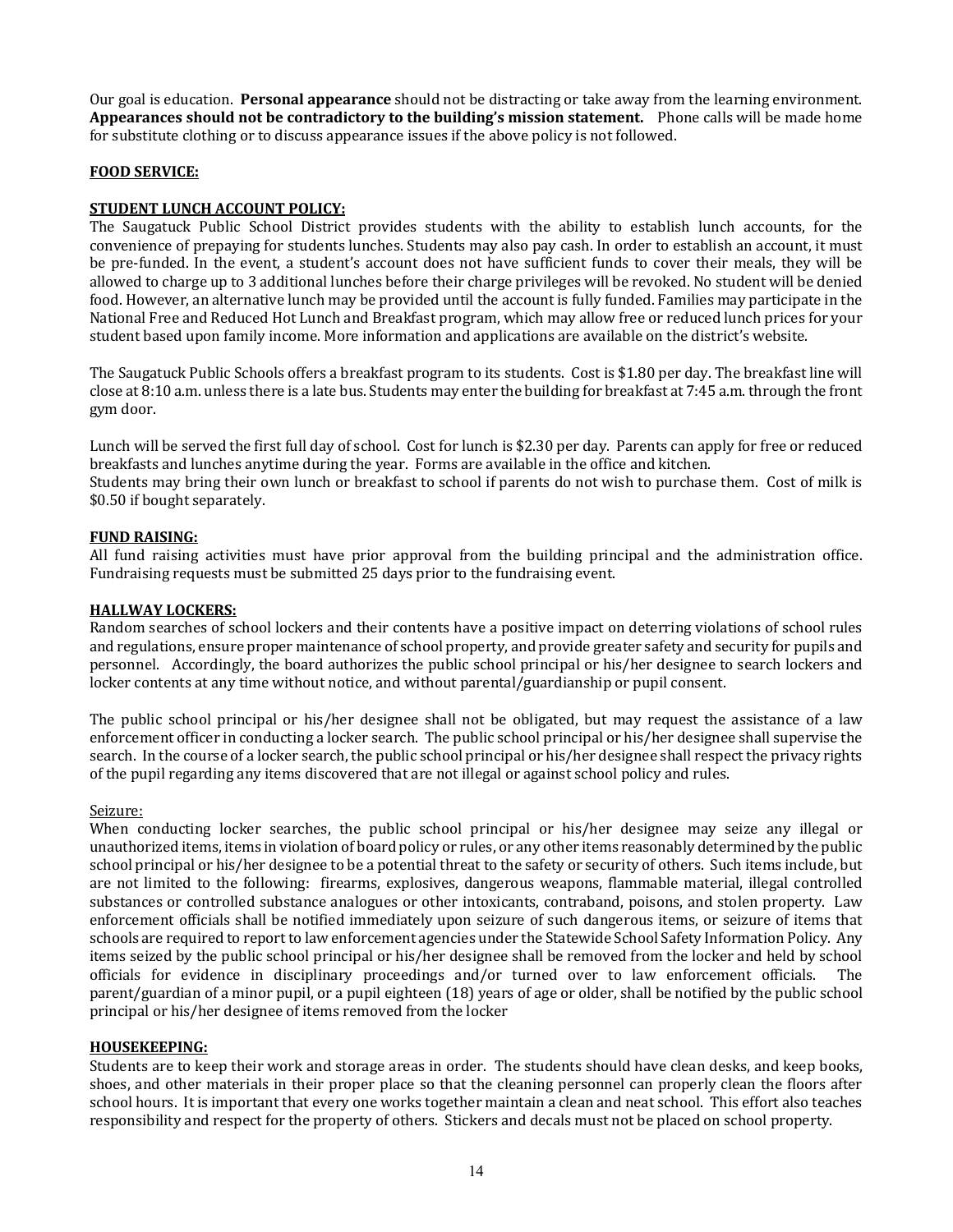Our goal is education. **Personal appearance** should not be distracting or take away from the learning environment. **Appearances should not be contradictory to the building's mission statement.** Phone calls will be made home for substitute clothing or to discuss appearance issues if the above policy is not followed.

## FOOD SERVICE:

### STUDENT LUNCH ACCOUNT POLICY:

The Saugatuck Public School District provides students with the ability to establish lunch accounts, for the convenience of prepaying for students lunches. Students may also pay cash. In order to establish an account, it must be pre-funded. In the event, a student's account does not have sufficient funds to cover their meals, they will be allowed to charge up to 3 additional lunches before their charge privileges will be revoked. No student will be denied food. However, an alternative lunch may be provided until the account is fully funded. Families may participate in the National Free and Reduced Hot Lunch and Breakfast program, which may allow free or reduced lunch prices for your student based upon family income. More information and applications are available on the district's website.

The Saugatuck Public Schools offers a breakfast program to its students. Cost is $1.80 per day. The breakfast line will close at 8:10 a.m. unless there is a late bus. Students may enter the building for breakfast at 7:45 a.m. through the front gym door.

Lunch will be served the first full day of school. Cost for lunch is $2.30 per day. Parents can apply for free or reduced breakfasts and lunches anytime during the year. Forms are available in the office and kitchen.
Students may bring their own lunch or breakfast to school if parents do not wish to purchase them. Cost of milk is $0.50 if bought separately.

## FUND RAISING:

All fund raising activities must have prior approval from the building principal and the administration office. Fundraising requests must be submitted 25 days prior to the fundraising event.

## HALLWAY LOCKERS:

Random searches of school lockers and their contents have a positive impact on deterring violations of school rules and regulations, ensure proper maintenance of school property, and provide greater safety and security for pupils and personnel. Accordingly, the board authorizes the public school principal or his/her designee to search lockers and locker contents at any time without notice, and without parental/guardianship or pupil consent.

The public school principal or his/her designee shall not be obligated, but may request the assistance of a law enforcement officer in conducting a locker search. The public school principal or his/her designee shall supervise the search. In the course of a locker search, the public school principal or his/her designee shall respect the privacy rights of the pupil regarding any items discovered that are not illegal or against school policy and rules.

Seizure:

When conducting locker searches, the public school principal or his/her designee may seize any illegal or unauthorized items, items in violation of board policy or rules, or any other items reasonably determined by the public school principal or his/her designee to be a potential threat to the safety or security of others. Such items include, but are not limited to the following: firearms, explosives, dangerous weapons, flammable material, illegal controlled substances or controlled substance analogues or other intoxicants, contraband, poisons, and stolen property. Law enforcement officials shall be notified immediately upon seizure of such dangerous items, or seizure of items that schools are required to report to law enforcement agencies under the Statewide School Safety Information Policy. Any items seized by the public school principal or his/her designee shall be removed from the locker and held by school officials for evidence in disciplinary proceedings and/or turned over to law enforcement officials. The parent/guardian of a minor pupil, or a pupil eighteen (18) years of age or older, shall be notified by the public school principal or his/her designee of items removed from the locker

## HOUSEKEEPING:

Students are to keep their work and storage areas in order. The students should have clean desks, and keep books, shoes, and other materials in their proper place so that the cleaning personnel can properly clean the floors after school hours. It is important that every one works together maintain a clean and neat school. This effort also teaches responsibility and respect for the property of others. Stickers and decals must not be placed on school property.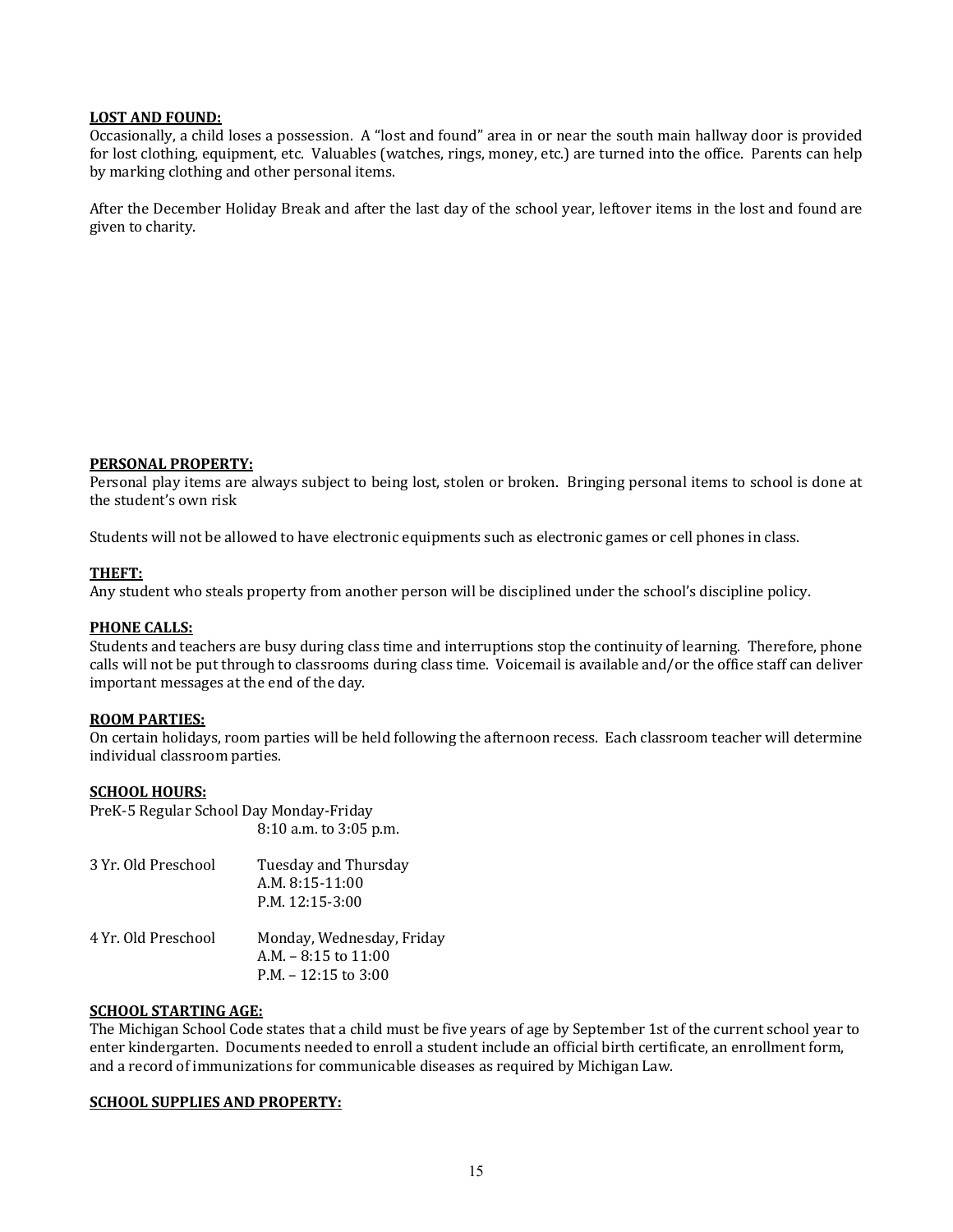**LOST AND FOUND:**

Occasionally, a child loses a possession. A "lost and found" area in or near the south main hallway door is provided for lost clothing, equipment, etc. Valuables (watches, rings, money, etc.) are turned into the office. Parents can help by marking clothing and other personal items.

After the December Holiday Break and after the last day of the school year, leftover items in the lost and found are given to charity.

**PERSONAL PROPERTY:**

Personal play items are always subject to being lost, stolen or broken. Bringing personal items to school is done at the student's own risk

Students will not be allowed to have electronic equipments such as electronic games or cell phones in class.

**THEFT:**

Any student who steals property from another person will be disciplined under the school's discipline policy.

**PHONE CALLS:**

Students and teachers are busy during class time and interruptions stop the continuity of learning. Therefore, phone calls will not be put through to classrooms during class time. Voicemail is available and/or the office staff can deliver important messages at the end of the day.

**ROOM PARTIES:**

On certain holidays, room parties will be held following the afternoon recess. Each classroom teacher will determine individual classroom parties.

**SCHOOL HOURS:**

PreK-5 Regular School Day Monday-Friday
8:10 a.m. to 3:05 p.m.

3 Yr. Old Preschool — Tuesday and Thursday
A.M. 8:15-11:00
P.M. 12:15-3:00

4 Yr. Old Preschool — Monday, Wednesday, Friday
A.M. – 8:15 to 11:00
P.M. – 12:15 to 3:00

**SCHOOL STARTING AGE:**

The Michigan School Code states that a child must be five years of age by September 1st of the current school year to enter kindergarten. Documents needed to enroll a student include an official birth certificate, an enrollment form, and a record of immunizations for communicable diseases as required by Michigan Law.

**SCHOOL SUPPLIES AND PROPERTY:**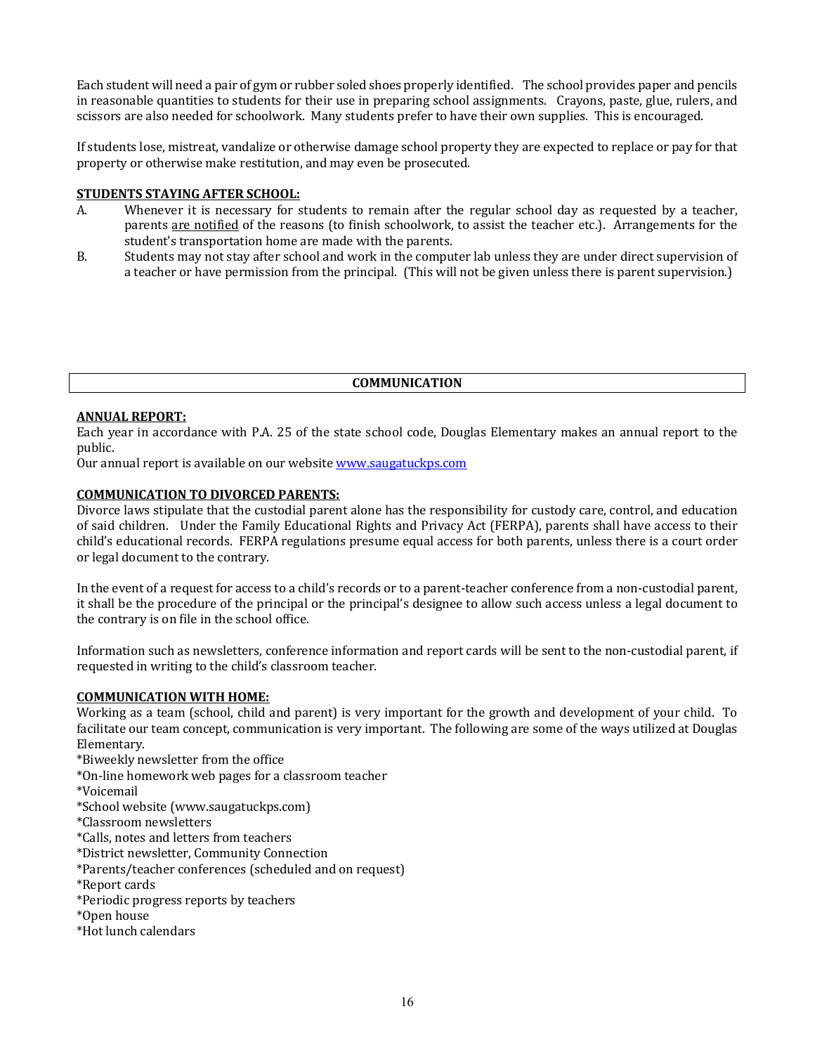Each student will need a pair of gym or rubber soled shoes properly identified. The school provides paper and pencils in reasonable quantities to students for their use in preparing school assignments. Crayons, paste, glue, rulers, and scissors are also needed for schoolwork. Many students prefer to have their own supplies. This is encouraged.

If students lose, mistreat, vandalize or otherwise damage school property they are expected to replace or pay for that property or otherwise make restitution, and may even be prosecuted.

**STUDENTS STAYING AFTER SCHOOL:**

A. Whenever it is necessary for students to remain after the regular school day as requested by a teacher, parents are notified of the reasons (to finish schoolwork, to assist the teacher etc.). Arrangements for the student's transportation home are made with the parents.

B. Students may not stay after school and work in the computer lab unless they are under direct supervision of a teacher or have permission from the principal. (This will not be given unless there is parent supervision.)

## COMMUNICATION

**ANNUAL REPORT:**

Each year in accordance with P.A. 25 of the state school code, Douglas Elementary makes an annual report to the public.

Our annual report is available on our website www.saugatuckps.com

**COMMUNICATION TO DIVORCED PARENTS:**

Divorce laws stipulate that the custodial parent alone has the responsibility for custody care, control, and education of said children. Under the Family Educational Rights and Privacy Act (FERPA), parents shall have access to their child's educational records. FERPA regulations presume equal access for both parents, unless there is a court order or legal document to the contrary.

In the event of a request for access to a child's records or to a parent-teacher conference from a non-custodial parent, it shall be the procedure of the principal or the principal's designee to allow such access unless a legal document to the contrary is on file in the school office.

Information such as newsletters, conference information and report cards will be sent to the non-custodial parent, if requested in writing to the child's classroom teacher.

**COMMUNICATION WITH HOME:**

Working as a team (school, child and parent) is very important for the growth and development of your child. To facilitate our team concept, communication is very important. The following are some of the ways utilized at Douglas Elementary.

*Biweekly newsletter from the office
*On-line homework web pages for a classroom teacher
*Voicemail
*School website (www.saugatuckps.com)
*Classroom newsletters
*Calls, notes and letters from teachers
*District newsletter, Community Connection
*Parents/teacher conferences (scheduled and on request)
*Report cards
*Periodic progress reports by teachers
*Open house
*Hot lunch calendars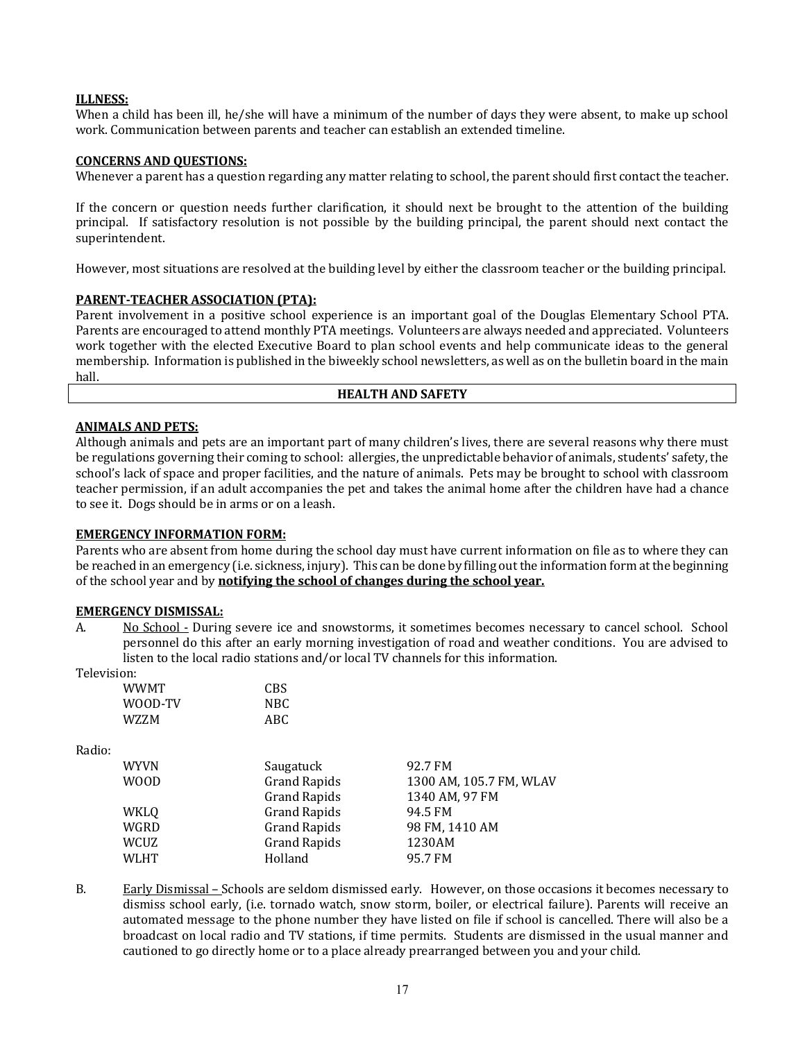**ILLNESS:**

When a child has been ill, he/she will have a minimum of the number of days they were absent, to make up school work. Communication between parents and teacher can establish an extended timeline.

**CONCERNS AND QUESTIONS:**

Whenever a parent has a question regarding any matter relating to school, the parent should first contact the teacher.

If the concern or question needs further clarification, it should next be brought to the attention of the building principal. If satisfactory resolution is not possible by the building principal, the parent should next contact the superintendent.

However, most situations are resolved at the building level by either the classroom teacher or the building principal.

**PARENT-TEACHER ASSOCIATION (PTA):**

Parent involvement in a positive school experience is an important goal of the Douglas Elementary School PTA. Parents are encouraged to attend monthly PTA meetings. Volunteers are always needed and appreciated. Volunteers work together with the elected Executive Board to plan school events and help communicate ideas to the general membership. Information is published in the biweekly school newsletters, as well as on the bulletin board in the main hall.

## HEALTH AND SAFETY

**ANIMALS AND PETS:**

Although animals and pets are an important part of many children's lives, there are several reasons why there must be regulations governing their coming to school: allergies, the unpredictable behavior of animals, students' safety, the school's lack of space and proper facilities, and the nature of animals. Pets may be brought to school with classroom teacher permission, if an adult accompanies the pet and takes the animal home after the children have had a chance to see it. Dogs should be in arms or on a leash.

**EMERGENCY INFORMATION FORM:**

Parents who are absent from home during the school day must have current information on file as to where they can be reached in an emergency (i.e. sickness, injury). This can be done by filling out the information form at the beginning of the school year and by **notifying the school of changes during the school year.**

**EMERGENCY DISMISSAL:**

A. No School - During severe ice and snowstorms, it sometimes becomes necessary to cancel school. School personnel do this after an early morning investigation of road and weather conditions. You are advised to listen to the local radio stations and/or local TV channels for this information.

Television:

| | |
|---|---|
| WWMT | CBS |
| WOOD-TV | NBC |
| WZZM | ABC |

Radio:

| | | |
|---|---|---|
| WYVN | Saugatuck | 92.7 FM |
| WOOD | Grand Rapids | 1300 AM, 105.7 FM, WLAV |
| | Grand Rapids | 1340 AM, 97 FM |
| WKLQ | Grand Rapids | 94.5 FM |
| WGRD | Grand Rapids | 98 FM, 1410 AM |
| WCUZ | Grand Rapids | 1230AM |
| WLHT | Holland | 95.7 FM |

B. Early Dismissal – Schools are seldom dismissed early. However, on those occasions it becomes necessary to dismiss school early, (i.e. tornado watch, snow storm, boiler, or electrical failure). Parents will receive an automated message to the phone number they have listed on file if school is cancelled. There will also be a broadcast on local radio and TV stations, if time permits. Students are dismissed in the usual manner and cautioned to go directly home or to a place already prearranged between you and your child.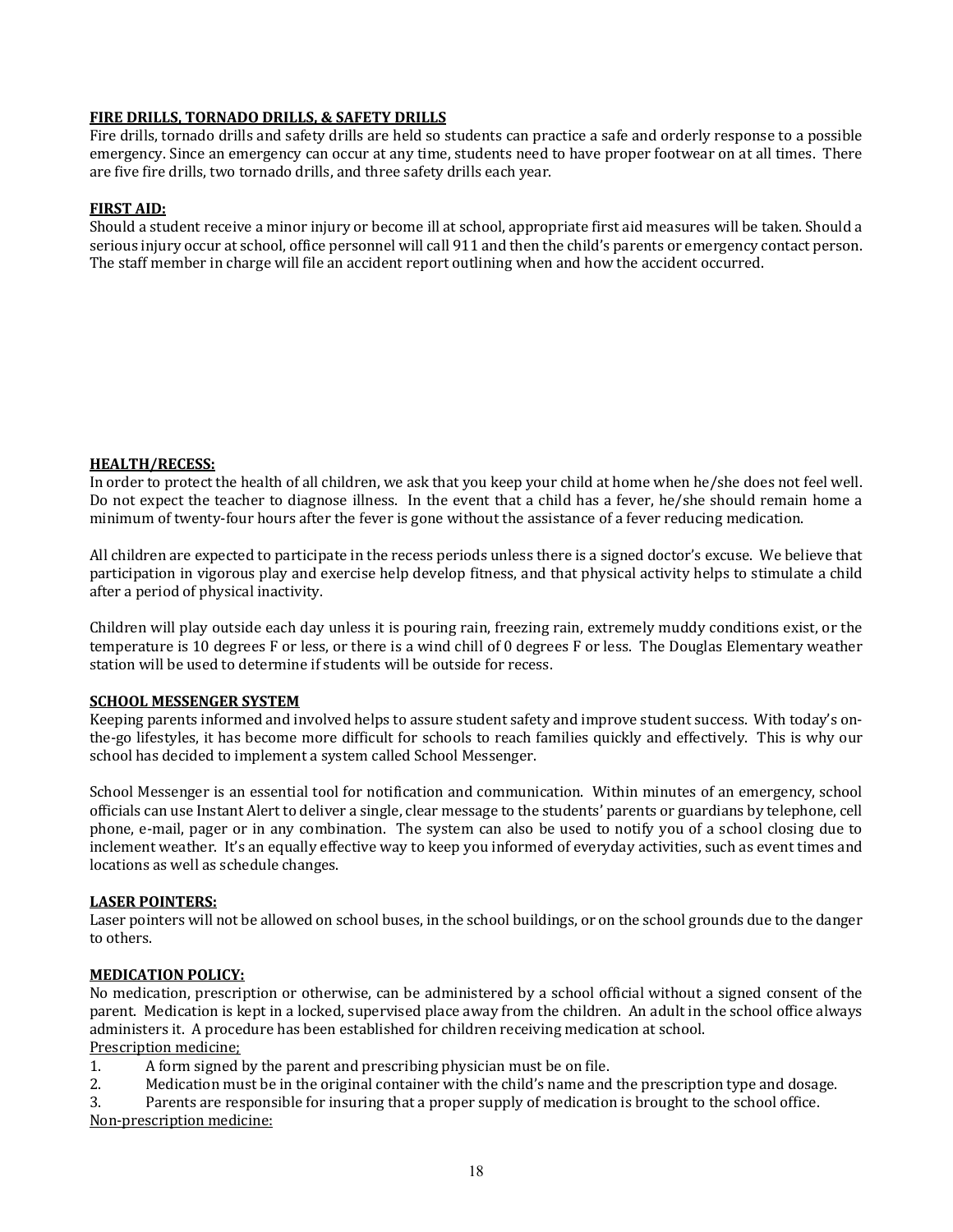**FIRE DRILLS, TORNADO DRILLS, & SAFETY DRILLS**

Fire drills, tornado drills and safety drills are held so students can practice a safe and orderly response to a possible emergency. Since an emergency can occur at any time, students need to have proper footwear on at all times. There are five fire drills, two tornado drills, and three safety drills each year.

**FIRST AID:**

Should a student receive a minor injury or become ill at school, appropriate first aid measures will be taken. Should a serious injury occur at school, office personnel will call 911 and then the child's parents or emergency contact person. The staff member in charge will file an accident report outlining when and how the accident occurred.

**HEALTH/RECESS:**

In order to protect the health of all children, we ask that you keep your child at home when he/she does not feel well. Do not expect the teacher to diagnose illness. In the event that a child has a fever, he/she should remain home a minimum of twenty-four hours after the fever is gone without the assistance of a fever reducing medication.

All children are expected to participate in the recess periods unless there is a signed doctor's excuse. We believe that participation in vigorous play and exercise help develop fitness, and that physical activity helps to stimulate a child after a period of physical inactivity.

Children will play outside each day unless it is pouring rain, freezing rain, extremely muddy conditions exist, or the temperature is 10 degrees F or less, or there is a wind chill of 0 degrees F or less. The Douglas Elementary weather station will be used to determine if students will be outside for recess.

**SCHOOL MESSENGER SYSTEM**

Keeping parents informed and involved helps to assure student safety and improve student success. With today's on-the-go lifestyles, it has become more difficult for schools to reach families quickly and effectively. This is why our school has decided to implement a system called School Messenger.

School Messenger is an essential tool for notification and communication. Within minutes of an emergency, school officials can use Instant Alert to deliver a single, clear message to the students' parents or guardians by telephone, cell phone, e-mail, pager or in any combination. The system can also be used to notify you of a school closing due to inclement weather. It's an equally effective way to keep you informed of everyday activities, such as event times and locations as well as schedule changes.

**LASER POINTERS:**

Laser pointers will not be allowed on school buses, in the school buildings, or on the school grounds due to the danger to others.

**MEDICATION POLICY:**

No medication, prescription or otherwise, can be administered by a school official without a signed consent of the parent. Medication is kept in a locked, supervised place away from the children. An adult in the school office always administers it. A procedure has been established for children receiving medication at school.

Prescription medicine;

1. A form signed by the parent and prescribing physician must be on file.
2. Medication must be in the original container with the child's name and the prescription type and dosage.
3. Parents are responsible for insuring that a proper supply of medication is brought to the school office.

Non-prescription medicine: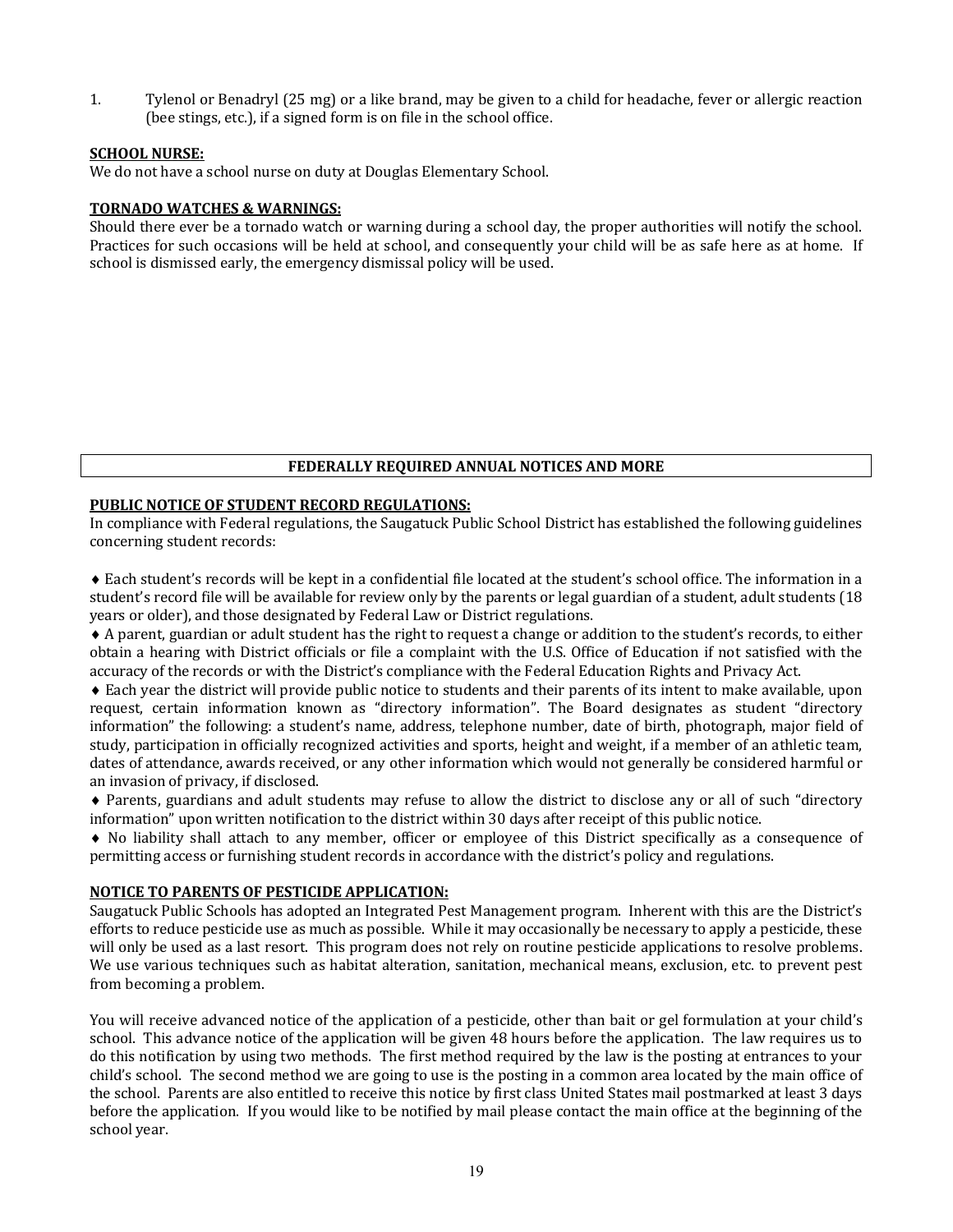1. Tylenol or Benadryl (25 mg) or a like brand, may be given to a child for headache, fever or allergic reaction (bee stings, etc.), if a signed form is on file in the school office.

**SCHOOL NURSE:**
We do not have a school nurse on duty at Douglas Elementary School.

**TORNADO WATCHES & WARNINGS:**
Should there ever be a tornado watch or warning during a school day, the proper authorities will notify the school. Practices for such occasions will be held at school, and consequently your child will be as safe here as at home. If school is dismissed early, the emergency dismissal policy will be used.

## FEDERALLY REQUIRED ANNUAL NOTICES AND MORE

**PUBLIC NOTICE OF STUDENT RECORD REGULATIONS:**
In compliance with Federal regulations, the Saugatuck Public School District has established the following guidelines concerning student records:

♦ Each student's records will be kept in a confidential file located at the student's school office. The information in a student's record file will be available for review only by the parents or legal guardian of a student, adult students (18 years or older), and those designated by Federal Law or District regulations.

♦ A parent, guardian or adult student has the right to request a change or addition to the student's records, to either obtain a hearing with District officials or file a complaint with the U.S. Office of Education if not satisfied with the accuracy of the records or with the District's compliance with the Federal Education Rights and Privacy Act.

♦ Each year the district will provide public notice to students and their parents of its intent to make available, upon request, certain information known as "directory information". The Board designates as student "directory information" the following: a student's name, address, telephone number, date of birth, photograph, major field of study, participation in officially recognized activities and sports, height and weight, if a member of an athletic team, dates of attendance, awards received, or any other information which would not generally be considered harmful or an invasion of privacy, if disclosed.

♦ Parents, guardians and adult students may refuse to allow the district to disclose any or all of such "directory information" upon written notification to the district within 30 days after receipt of this public notice.

♦ No liability shall attach to any member, officer or employee of this District specifically as a consequence of permitting access or furnishing student records in accordance with the district's policy and regulations.

**NOTICE TO PARENTS OF PESTICIDE APPLICATION:**
Saugatuck Public Schools has adopted an Integrated Pest Management program. Inherent with this are the District's efforts to reduce pesticide use as much as possible. While it may occasionally be necessary to apply a pesticide, these will only be used as a last resort. This program does not rely on routine pesticide applications to resolve problems. We use various techniques such as habitat alteration, sanitation, mechanical means, exclusion, etc. to prevent pest from becoming a problem.

You will receive advanced notice of the application of a pesticide, other than bait or gel formulation at your child's school. This advance notice of the application will be given 48 hours before the application. The law requires us to do this notification by using two methods. The first method required by the law is the posting at entrances to your child's school. The second method we are going to use is the posting in a common area located by the main office of the school. Parents are also entitled to receive this notice by first class United States mail postmarked at least 3 days before the application. If you would like to be notified by mail please contact the main office at the beginning of the school year.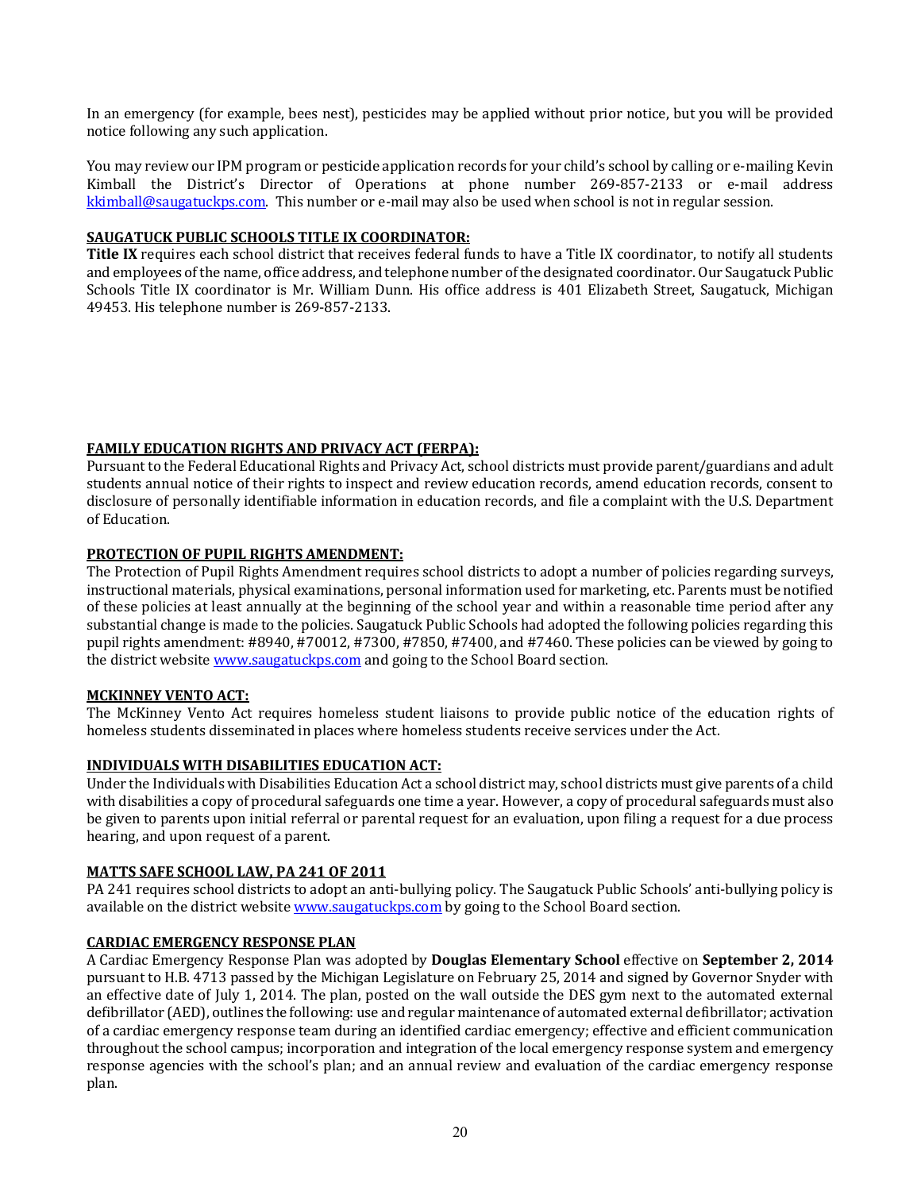In an emergency (for example, bees nest), pesticides may be applied without prior notice, but you will be provided notice following any such application.

You may review our IPM program or pesticide application records for your child's school by calling or e-mailing Kevin Kimball the District's Director of Operations at phone number 269-857-2133 or e-mail address kkimball@saugatuckps.com. This number or e-mail may also be used when school is not in regular session.

**SAUGATUCK PUBLIC SCHOOLS TITLE IX COORDINATOR:**

**Title IX** requires each school district that receives federal funds to have a Title IX coordinator, to notify all students and employees of the name, office address, and telephone number of the designated coordinator. Our Saugatuck Public Schools Title IX coordinator is Mr. William Dunn. His office address is 401 Elizabeth Street, Saugatuck, Michigan 49453. His telephone number is 269-857-2133.

**FAMILY EDUCATION RIGHTS AND PRIVACY ACT (FERPA):**

Pursuant to the Federal Educational Rights and Privacy Act, school districts must provide parent/guardians and adult students annual notice of their rights to inspect and review education records, amend education records, consent to disclosure of personally identifiable information in education records, and file a complaint with the U.S. Department of Education.

**PROTECTION OF PUPIL RIGHTS AMENDMENT:**

The Protection of Pupil Rights Amendment requires school districts to adopt a number of policies regarding surveys, instructional materials, physical examinations, personal information used for marketing, etc. Parents must be notified of these policies at least annually at the beginning of the school year and within a reasonable time period after any substantial change is made to the policies. Saugatuck Public Schools had adopted the following policies regarding this pupil rights amendment: #8940, #70012, #7300, #7850, #7400, and #7460. These policies can be viewed by going to the district website www.saugatuckps.com and going to the School Board section.

**MCKINNEY VENTO ACT:**

The McKinney Vento Act requires homeless student liaisons to provide public notice of the education rights of homeless students disseminated in places where homeless students receive services under the Act.

**INDIVIDUALS WITH DISABILITIES EDUCATION ACT:**

Under the Individuals with Disabilities Education Act a school district may, school districts must give parents of a child with disabilities a copy of procedural safeguards one time a year. However, a copy of procedural safeguards must also be given to parents upon initial referral or parental request for an evaluation, upon filing a request for a due process hearing, and upon request of a parent.

**MATTS SAFE SCHOOL LAW, PA 241 OF 2011**

PA 241 requires school districts to adopt an anti-bullying policy. The Saugatuck Public Schools' anti-bullying policy is available on the district website www.saugatuckps.com by going to the School Board section.

**CARDIAC EMERGENCY RESPONSE PLAN**

A Cardiac Emergency Response Plan was adopted by **Douglas Elementary School** effective on **September 2, 2014** pursuant to H.B. 4713 passed by the Michigan Legislature on February 25, 2014 and signed by Governor Snyder with an effective date of July 1, 2014. The plan, posted on the wall outside the DES gym next to the automated external defibrillator (AED), outlines the following: use and regular maintenance of automated external defibrillator; activation of a cardiac emergency response team during an identified cardiac emergency; effective and efficient communication throughout the school campus; incorporation and integration of the local emergency response system and emergency response agencies with the school's plan; and an annual review and evaluation of the cardiac emergency response plan.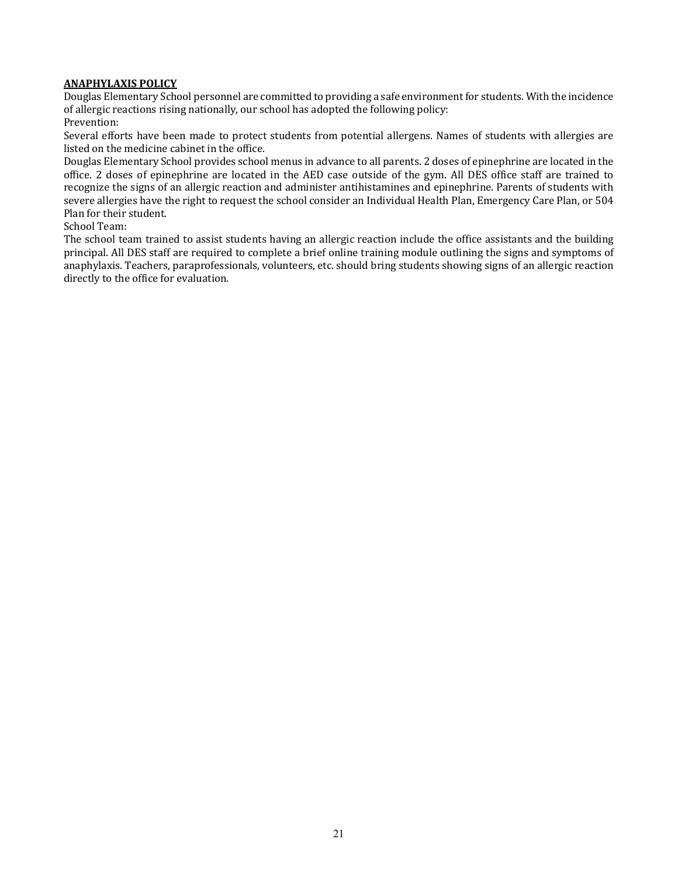## ANAPHYLAXIS POLICY

Douglas Elementary School personnel are committed to providing a safe environment for students. With the incidence of allergic reactions rising nationally, our school has adopted the following policy:

Prevention:

Several efforts have been made to protect students from potential allergens. Names of students with allergies are listed on the medicine cabinet in the office.

Douglas Elementary School provides school menus in advance to all parents. 2 doses of epinephrine are located in the office. 2 doses of epinephrine are located in the AED case outside of the gym. All DES office staff are trained to recognize the signs of an allergic reaction and administer antihistamines and epinephrine. Parents of students with severe allergies have the right to request the school consider an Individual Health Plan, Emergency Care Plan, or 504 Plan for their student.

School Team:

The school team trained to assist students having an allergic reaction include the office assistants and the building principal. All DES staff are required to complete a brief online training module outlining the signs and symptoms of anaphylaxis. Teachers, paraprofessionals, volunteers, etc. should bring students showing signs of an allergic reaction directly to the office for evaluation.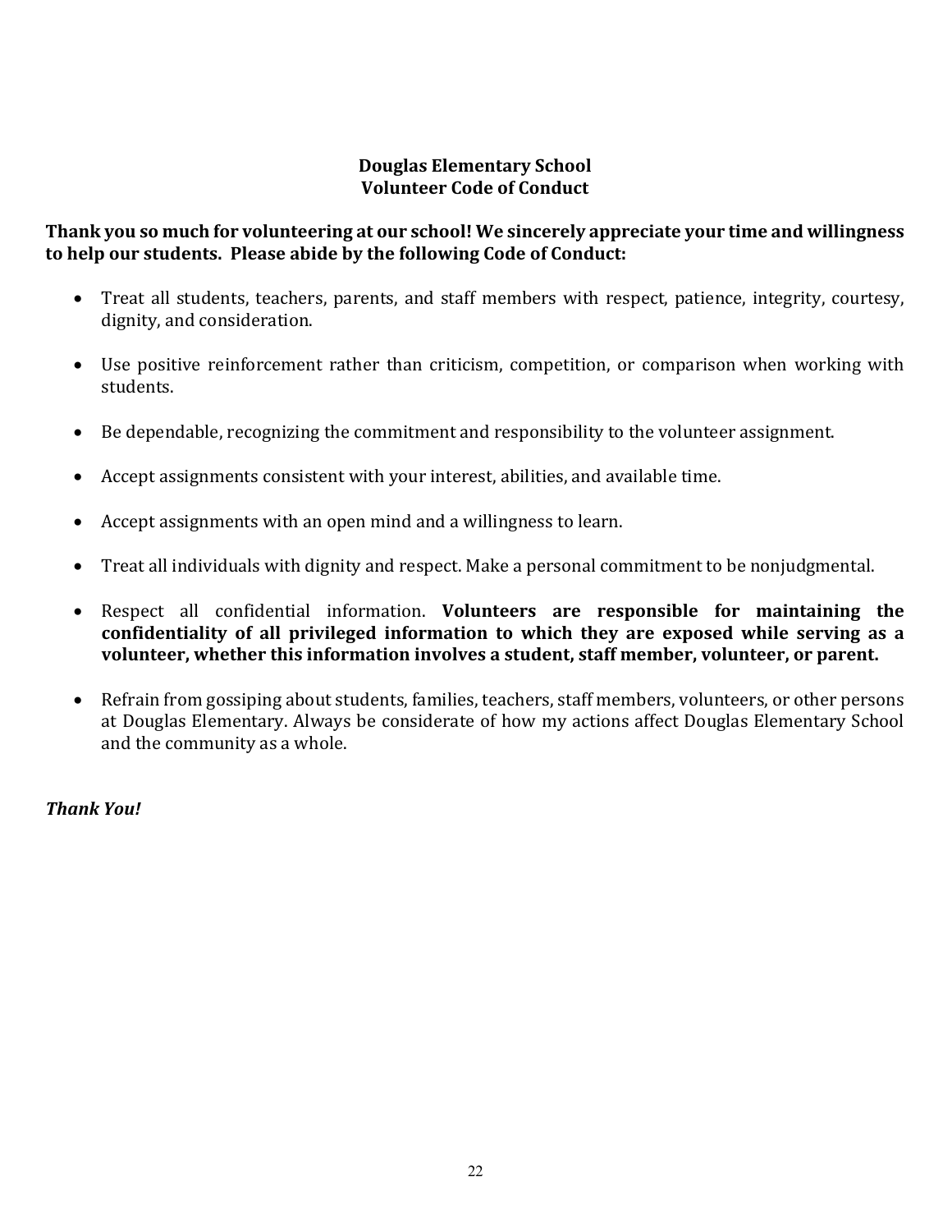**Douglas Elementary School**
**Volunteer Code of Conduct**

**Thank you so much for volunteering at our school! We sincerely appreciate your time and willingness to help our students. Please abide by the following Code of Conduct:**

- Treat all students, teachers, parents, and staff members with respect, patience, integrity, courtesy, dignity, and consideration.
- Use positive reinforcement rather than criticism, competition, or comparison when working with students.
- Be dependable, recognizing the commitment and responsibility to the volunteer assignment.
- Accept assignments consistent with your interest, abilities, and available time.
- Accept assignments with an open mind and a willingness to learn.
- Treat all individuals with dignity and respect. Make a personal commitment to be nonjudgmental.
- Respect all confidential information. **Volunteers are responsible for maintaining the confidentiality of all privileged information to which they are exposed while serving as a volunteer, whether this information involves a student, staff member, volunteer, or parent.**
- Refrain from gossiping about students, families, teachers, staff members, volunteers, or other persons at Douglas Elementary. Always be considerate of how my actions affect Douglas Elementary School and the community as a whole.

***Thank You!***